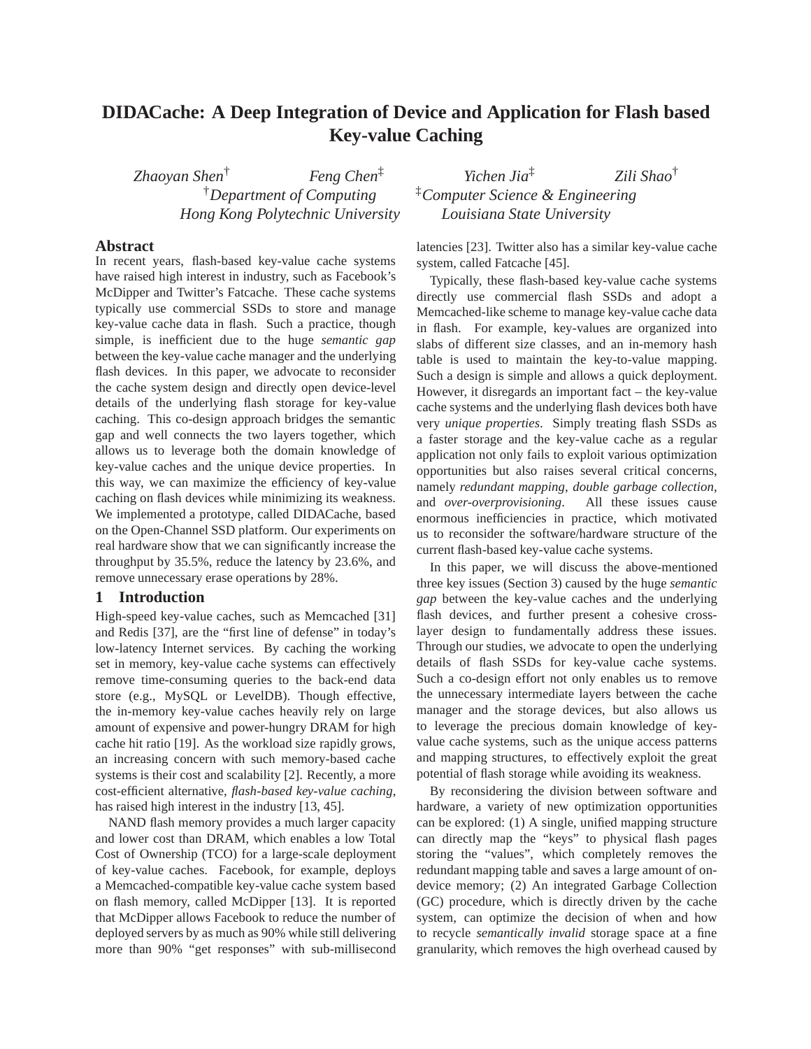# DIDACache: A Deep Integration of Device and Application for Flash based Key-value Caching

*Zhaoyan Shen*[†] *Feng Chen*[‡] *Yichen Jia*[‡] *Zili Shao*[†]

[†]*Department of Computing, Hong Kong Polytechnic University*

[‡]*Computer Science & Engineering, Louisiana State University*

## Abstract

In recent years, flash-based key-value cache systems have raised high interest in industry, such as Facebook's McDipper and Twitter's Fatcache. These cache systems typically use commercial SSDs to store and manage key-value cache data in flash. Such a practice, though simple, is inefficient due to the huge *semantic gap* between the key-value cache manager and the underlying flash devices. In this paper, we advocate to reconsider the cache system design and directly open device-level details of the underlying flash storage for key-value caching. This co-design approach bridges the semantic gap and well connects the two layers together, which allows us to leverage both the domain knowledge of key-value caches and the unique device properties. In this way, we can maximize the efficiency of key-value caching on flash devices while minimizing its weakness. We implemented a prototype, called DIDACache, based on the Open-Channel SSD platform. Our experiments on real hardware show that we can significantly increase the throughput by 35.5%, reduce the latency by 23.6%, and remove unnecessary erase operations by 28%.

## 1 Introduction

High-speed key-value caches, such as Memcached [31] and Redis [37], are the "first line of defense" in today's low-latency Internet services. By caching the working set in memory, key-value cache systems can effectively remove time-consuming queries to the back-end data store (e.g., MySQL or LevelDB). Though effective, the in-memory key-value caches heavily rely on large amount of expensive and power-hungry DRAM for high cache hit ratio [19]. As the workload size rapidly grows, an increasing concern with such memory-based cache systems is their cost and scalability [2]. Recently, a more cost-efficient alternative, *flash-based key-value caching*, has raised high interest in the industry [13, 45].

NAND flash memory provides a much larger capacity and lower cost than DRAM, which enables a low Total Cost of Ownership (TCO) for a large-scale deployment of key-value caches. Facebook, for example, deploys a Memcached-compatible key-value cache system based on flash memory, called McDipper [13]. It is reported that McDipper allows Facebook to reduce the number of deployed servers by as much as 90% while still delivering more than 90% "get responses" with sub-millisecond latencies [23]. Twitter also has a similar key-value cache system, called Fatcache [45].

Typically, these flash-based key-value cache systems directly use commercial flash SSDs and adopt a Memcached-like scheme to manage key-value cache data in flash. For example, key-values are organized into slabs of different size classes, and an in-memory hash table is used to maintain the key-to-value mapping. Such a design is simple and allows a quick deployment. However, it disregards an important fact – the key-value cache systems and the underlying flash devices both have very *unique properties*. Simply treating flash SSDs as a faster storage and the key-value cache as a regular application not only fails to exploit various optimization opportunities but also raises several critical concerns, namely *redundant mapping*, *double garbage collection*, and *over-overprovisioning*. All these issues cause enormous inefficiencies in practice, which motivated us to reconsider the software/hardware structure of the current flash-based key-value cache systems.

In this paper, we will discuss the above-mentioned three key issues (Section 3) caused by the huge *semantic gap* between the key-value caches and the underlying flash devices, and further present a cohesive cross-layer design to fundamentally address these issues. Through our studies, we advocate to open the underlying details of flash SSDs for key-value cache systems. Such a co-design effort not only enables us to remove the unnecessary intermediate layers between the cache manager and the storage devices, but also allows us to leverage the precious domain knowledge of key-value cache systems, such as the unique access patterns and mapping structures, to effectively exploit the great potential of flash storage while avoiding its weakness.

By reconsidering the division between software and hardware, a variety of new optimization opportunities can be explored: (1) A single, unified mapping structure can directly map the "keys" to physical flash pages storing the "values", which completely removes the redundant mapping table and saves a large amount of on-device memory; (2) An integrated Garbage Collection (GC) procedure, which is directly driven by the cache system, can optimize the decision of when and how to recycle *semantically invalid* storage space at a fine granularity, which removes the high overhead caused by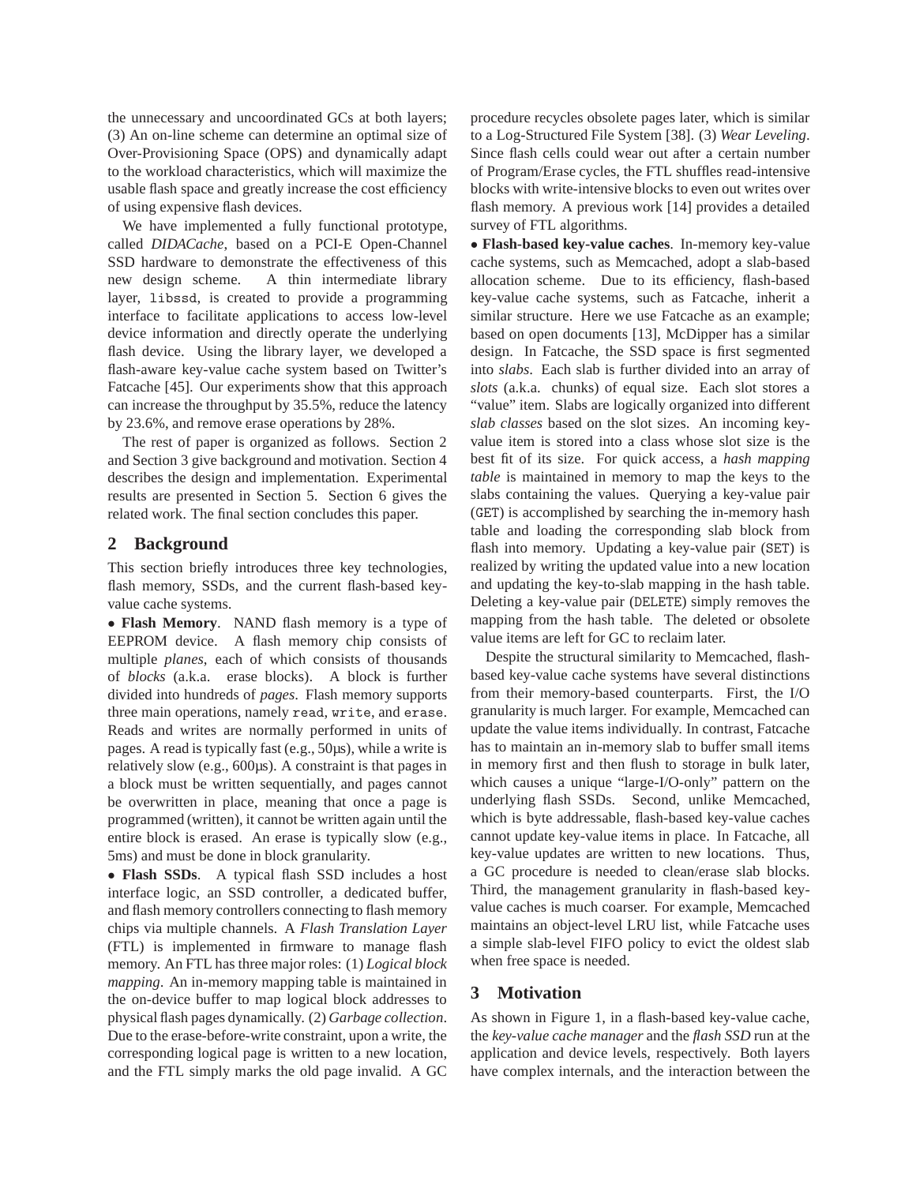the unnecessary and uncoordinated GCs at both layers; (3) An on-line scheme can determine an optimal size of Over-Provisioning Space (OPS) and dynamically adapt to the workload characteristics, which will maximize the usable flash space and greatly increase the cost efficiency of using expensive flash devices.

We have implemented a fully functional prototype, called *DIDACache*, based on a PCI-E Open-Channel SSD hardware to demonstrate the effectiveness of this new design scheme. A thin intermediate library layer, `libssd`, is created to provide a programming interface to facilitate applications to access low-level device information and directly operate the underlying flash device. Using the library layer, we developed a flash-aware key-value cache system based on Twitter's Fatcache [45]. Our experiments show that this approach can increase the throughput by 35.5%, reduce the latency by 23.6%, and remove erase operations by 28%.

The rest of paper is organized as follows. Section 2 and Section 3 give background and motivation. Section 4 describes the design and implementation. Experimental results are presented in Section 5. Section 6 gives the related work. The final section concludes this paper.

## 2 Background

This section briefly introduces three key technologies, flash memory, SSDs, and the current flash-based key-value cache systems.

• **Flash Memory**. NAND flash memory is a type of EEPROM device. A flash memory chip consists of multiple *planes*, each of which consists of thousands of *blocks* (a.k.a. erase blocks). A block is further divided into hundreds of *pages*. Flash memory supports three main operations, namely `read`, `write`, and `erase`. Reads and writes are normally performed in units of pages. A read is typically fast (e.g., 50µs), while a write is relatively slow (e.g., 600µs). A constraint is that pages in a block must be written sequentially, and pages cannot be overwritten in place, meaning that once a page is programmed (written), it cannot be written again until the entire block is erased. An erase is typically slow (e.g., 5ms) and must be done in block granularity.

• **Flash SSDs**. A typical flash SSD includes a host interface logic, an SSD controller, a dedicated buffer, and flash memory controllers connecting to flash memory chips via multiple channels. A *Flash Translation Layer* (FTL) is implemented in firmware to manage flash memory. An FTL has three major roles: (1) *Logical block mapping*. An in-memory mapping table is maintained in the on-device buffer to map logical block addresses to physical flash pages dynamically. (2) *Garbage collection*. Due to the erase-before-write constraint, upon a write, the corresponding logical page is written to a new location, and the FTL simply marks the old page invalid. A GC procedure recycles obsolete pages later, which is similar to a Log-Structured File System [38]. (3) *Wear Leveling*. Since flash cells could wear out after a certain number of Program/Erase cycles, the FTL shuffles read-intensive blocks with write-intensive blocks to even out writes over flash memory. A previous work [14] provides a detailed survey of FTL algorithms.

• **Flash-based key-value caches**. In-memory key-value cache systems, such as Memcached, adopt a slab-based allocation scheme. Due to its efficiency, flash-based key-value cache systems, such as Fatcache, inherit a similar structure. Here we use Fatcache as an example; based on open documents [13], McDipper has a similar design. In Fatcache, the SSD space is first segmented into *slabs*. Each slab is further divided into an array of *slots* (a.k.a. chunks) of equal size. Each slot stores a "value" item. Slabs are logically organized into different *slab classes* based on the slot sizes. An incoming key-value item is stored into a class whose slot size is the best fit of its size. For quick access, a *hash mapping table* is maintained in memory to map the keys to the slabs containing the values. Querying a key-value pair (`GET`) is accomplished by searching the in-memory hash table and loading the corresponding slab block from flash into memory. Updating a key-value pair (`SET`) is realized by writing the updated value into a new location and updating the key-to-slab mapping in the hash table. Deleting a key-value pair (`DELETE`) simply removes the mapping from the hash table. The deleted or obsolete value items are left for GC to reclaim later.

Despite the structural similarity to Memcached, flash-based key-value cache systems have several distinctions from their memory-based counterparts. First, the I/O granularity is much larger. For example, Memcached can update the value items individually. In contrast, Fatcache has to maintain an in-memory slab to buffer small items in memory first and then flush to storage in bulk later, which causes a unique "large-I/O-only" pattern on the underlying flash SSDs. Second, unlike Memcached, which is byte addressable, flash-based key-value caches cannot update key-value items in place. In Fatcache, all key-value updates are written to new locations. Thus, a GC procedure is needed to clean/erase slab blocks. Third, the management granularity in flash-based key-value caches is much coarser. For example, Memcached maintains an object-level LRU list, while Fatcache uses a simple slab-level FIFO policy to evict the oldest slab when free space is needed.

## 3 Motivation

As shown in Figure 1, in a flash-based key-value cache, the *key-value cache manager* and the *flash SSD* run at the application and device levels, respectively. Both layers have complex internals, and the interaction between the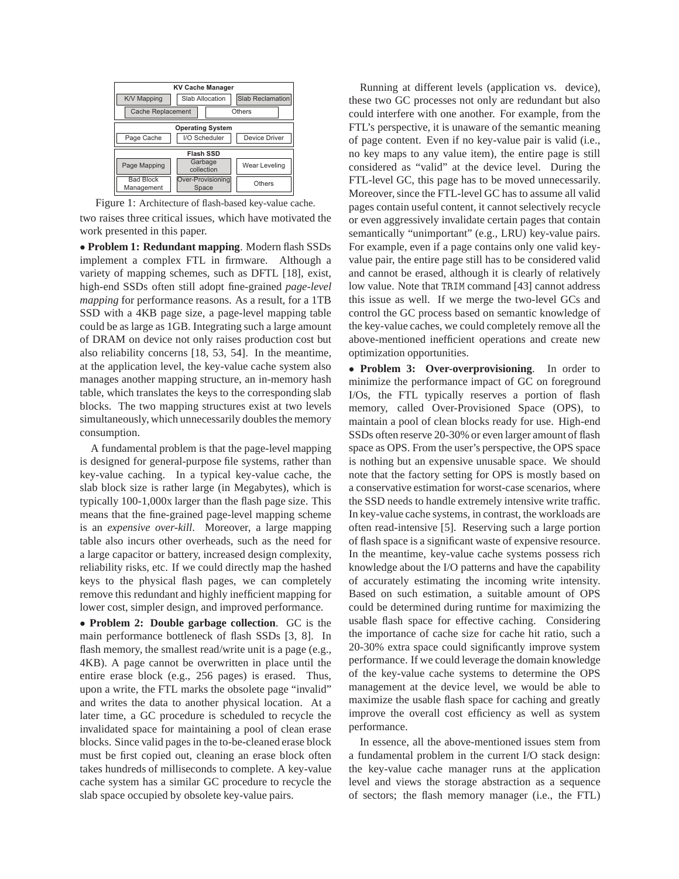KV Cache Manager

K/V Mapping | Slab Allocation | Slab Reclamation
Cache Replacement | Others

Operating System

Page Cache | I/O Scheduler | Device Driver

Flash SSD

Page Mapping | Garbage collection | Wear Leveling
Bad Block Management | Over-Provisioning Space | Others

Figure 1: Architecture of flash-based key-value cache.

two raises three critical issues, which have motivated the work presented in this paper.

• **Problem 1: Redundant mapping**. Modern flash SSDs implement a complex FTL in firmware. Although a variety of mapping schemes, such as DFTL [18], exist, high-end SSDs often still adopt fine-grained *page-level mapping* for performance reasons. As a result, for a 1TB SSD with a 4KB page size, a page-level mapping table could be as large as 1GB. Integrating such a large amount of DRAM on device not only raises production cost but also reliability concerns [18, 53, 54]. In the meantime, at the application level, the key-value cache system also manages another mapping structure, an in-memory hash table, which translates the keys to the corresponding slab blocks. The two mapping structures exist at two levels simultaneously, which unnecessarily doubles the memory consumption.

A fundamental problem is that the page-level mapping is designed for general-purpose file systems, rather than key-value caching. In a typical key-value cache, the slab block size is rather large (in Megabytes), which is typically 100-1,000x larger than the flash page size. This means that the fine-grained page-level mapping scheme is an *expensive over-kill*. Moreover, a large mapping table also incurs other overheads, such as the need for a large capacitor or battery, increased design complexity, reliability risks, etc. If we could directly map the hashed keys to the physical flash pages, we can completely remove this redundant and highly inefficient mapping for lower cost, simpler design, and improved performance.

• **Problem 2: Double garbage collection**. GC is the main performance bottleneck of flash SSDs [3, 8]. In flash memory, the smallest read/write unit is a page (e.g., 4KB). A page cannot be overwritten in place until the entire erase block (e.g., 256 pages) is erased. Thus, upon a write, the FTL marks the obsolete page "invalid" and writes the data to another physical location. At a later time, a GC procedure is scheduled to recycle the invalidated space for maintaining a pool of clean erase blocks. Since valid pages in the to-be-cleaned erase block must be first copied out, cleaning an erase block often takes hundreds of milliseconds to complete. A key-value cache system has a similar GC procedure to recycle the slab space occupied by obsolete key-value pairs.

Running at different levels (application vs. device), these two GC processes not only are redundant but also could interfere with one another. For example, from the FTL's perspective, it is unaware of the semantic meaning of page content. Even if no key-value pair is valid (i.e., no key maps to any value item), the entire page is still considered as "valid" at the device level. During the FTL-level GC, this page has to be moved unnecessarily. Moreover, since the FTL-level GC has to assume all valid pages contain useful content, it cannot selectively recycle or even aggressively invalidate certain pages that contain semantically "unimportant" (e.g., LRU) key-value pairs. For example, even if a page contains only one valid key-value pair, the entire page still has to be considered valid and cannot be erased, although it is clearly of relatively low value. Note that `TRIM` command [43] cannot address this issue as well. If we merge the two-level GCs and control the GC process based on semantic knowledge of the key-value caches, we could completely remove all the above-mentioned inefficient operations and create new optimization opportunities.

• **Problem 3: Over-overprovisioning**. In order to minimize the performance impact of GC on foreground I/Os, the FTL typically reserves a portion of flash memory, called Over-Provisioned Space (OPS), to maintain a pool of clean blocks ready for use. High-end SSDs often reserve 20-30% or even larger amount of flash space as OPS. From the user's perspective, the OPS space is nothing but an expensive unusable space. We should note that the factory setting for OPS is mostly based on a conservative estimation for worst-case scenarios, where the SSD needs to handle extremely intensive write traffic. In key-value cache systems, in contrast, the workloads are often read-intensive [5]. Reserving such a large portion of flash space is a significant waste of expensive resource. In the meantime, key-value cache systems possess rich knowledge about the I/O patterns and have the capability of accurately estimating the incoming write intensity. Based on such estimation, a suitable amount of OPS could be determined during runtime for maximizing the usable flash space for effective caching. Considering the importance of cache size for cache hit ratio, such a 20-30% extra space could significantly improve system performance. If we could leverage the domain knowledge of the key-value cache systems to determine the OPS management at the device level, we would be able to maximize the usable flash space for caching and greatly improve the overall cost efficiency as well as system performance.

In essence, all the above-mentioned issues stem from a fundamental problem in the current I/O stack design: the key-value cache manager runs at the application level and views the storage abstraction as a sequence of sectors; the flash memory manager (i.e., the FTL)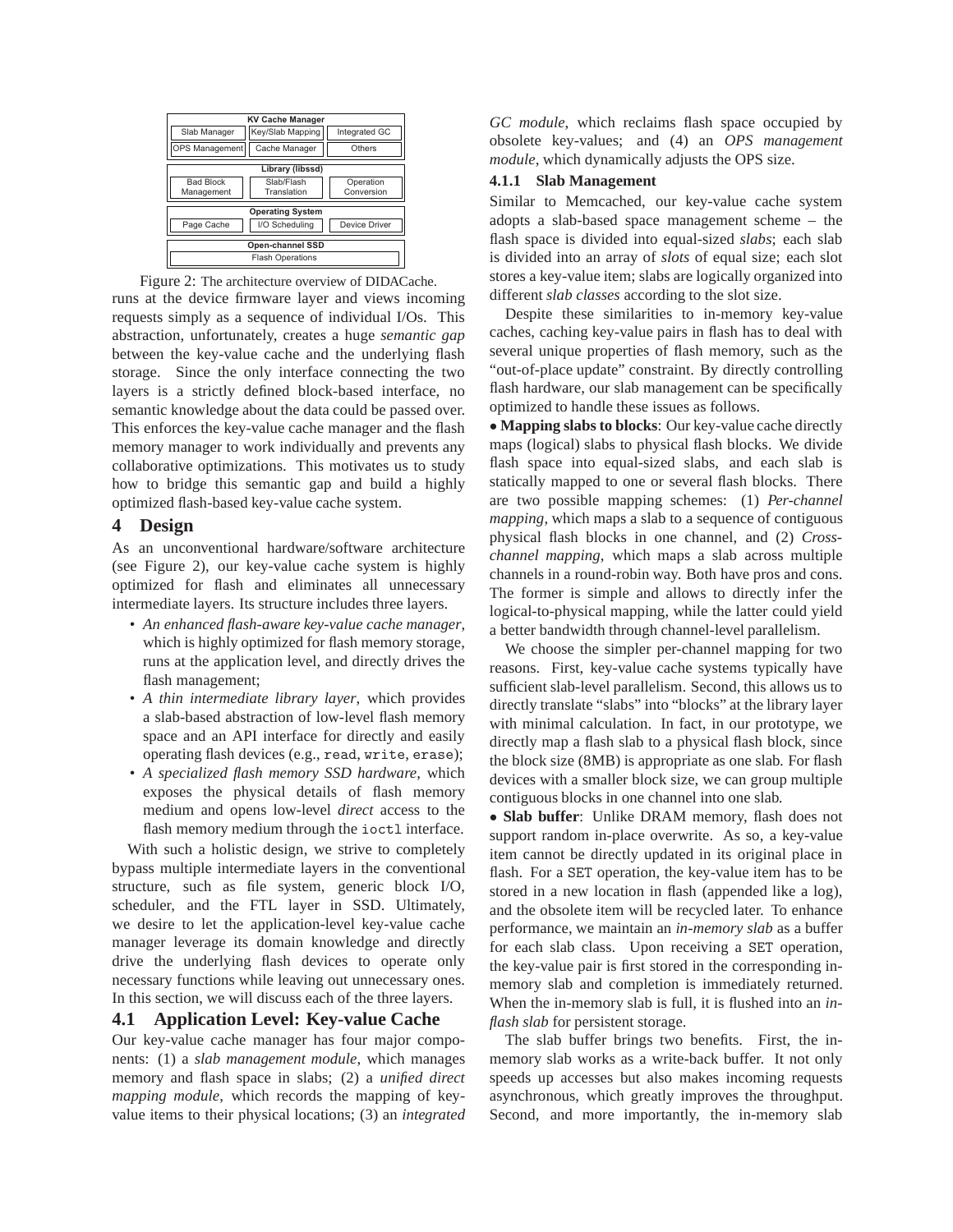| KV Cache Manager | | |
|---|---|---|
| Slab Manager | Key/Slab Mapping | Integrated GC |
| OPS Management | Cache Manager | Others |

| Library (libssd) | | |
|---|---|---|
| Bad Block Management | Slab/Flash Translation | Operation Conversion |

| Operating System | | |
|---|---|---|
| Page Cache | I/O Scheduling | Device Driver |

| Open-channel SSD |
|---|
| Flash Operations |

Figure 2: The architecture overview of DIDACache.

runs at the device firmware layer and views incoming requests simply as a sequence of individual I/Os. This abstraction, unfortunately, creates a huge *semantic gap* between the key-value cache and the underlying flash storage. Since the only interface connecting the two layers is a strictly defined block-based interface, no semantic knowledge about the data could be passed over. This enforces the key-value cache manager and the flash memory manager to work individually and prevents any collaborative optimizations. This motivates us to study how to bridge this semantic gap and build a highly optimized flash-based key-value cache system.

# 4 Design

As an unconventional hardware/software architecture (see Figure 2), our key-value cache system is highly optimized for flash and eliminates all unnecessary intermediate layers. Its structure includes three layers.

- *An enhanced flash-aware key-value cache manager*, which is highly optimized for flash memory storage, runs at the application level, and directly drives the flash management;
- *A thin intermediate library layer*, which provides a slab-based abstraction of low-level flash memory space and an API interface for directly and easily operating flash devices (e.g., `read`, `write`, `erase`);
- *A specialized flash memory SSD hardware*, which exposes the physical details of flash memory medium and opens low-level *direct* access to the flash memory medium through the `ioctl` interface.

With such a holistic design, we strive to completely bypass multiple intermediate layers in the conventional structure, such as file system, generic block I/O, scheduler, and the FTL layer in SSD. Ultimately, we desire to let the application-level key-value cache manager leverage its domain knowledge and directly drive the underlying flash devices to operate only necessary functions while leaving out unnecessary ones. In this section, we will discuss each of the three layers.

## 4.1 Application Level: Key-value Cache

Our key-value cache manager has four major components: (1) a *slab management module*, which manages memory and flash space in slabs; (2) a *unified direct mapping module*, which records the mapping of key-value items to their physical locations; (3) an *integrated GC module*, which reclaims flash space occupied by obsolete key-values; and (4) an *OPS management module*, which dynamically adjusts the OPS size.

### 4.1.1 Slab Management

Similar to Memcached, our key-value cache system adopts a slab-based space management scheme – the flash space is divided into equal-sized *slabs*; each slab is divided into an array of *slots* of equal size; each slot stores a key-value item; slabs are logically organized into different *slab classes* according to the slot size.

Despite these similarities to in-memory key-value caches, caching key-value pairs in flash has to deal with several unique properties of flash memory, such as the "out-of-place update" constraint. By directly controlling flash hardware, our slab management can be specifically optimized to handle these issues as follows.

• **Mapping slabs to blocks**: Our key-value cache directly maps (logical) slabs to physical flash blocks. We divide flash space into equal-sized slabs, and each slab is statically mapped to one or several flash blocks. There are two possible mapping schemes: (1) *Per-channel mapping*, which maps a slab to a sequence of contiguous physical flash blocks in one channel, and (2) *Cross-channel mapping*, which maps a slab across multiple channels in a round-robin way. Both have pros and cons. The former is simple and allows to directly infer the logical-to-physical mapping, while the latter could yield a better bandwidth through channel-level parallelism.

We choose the simpler per-channel mapping for two reasons. First, key-value cache systems typically have sufficient slab-level parallelism. Second, this allows us to directly translate "slabs" into "blocks" at the library layer with minimal calculation. In fact, in our prototype, we directly map a flash slab to a physical flash block, since the block size (8MB) is appropriate as one slab. For flash devices with a smaller block size, we can group multiple contiguous blocks in one channel into one slab.

• **Slab buffer**: Unlike DRAM memory, flash does not support random in-place overwrite. As so, a key-value item cannot be directly updated in its original place in flash. For a `SET` operation, the key-value item has to be stored in a new location in flash (appended like a log), and the obsolete item will be recycled later. To enhance performance, we maintain an *in-memory slab* as a buffer for each slab class. Upon receiving a `SET` operation, the key-value pair is first stored in the corresponding in-memory slab and completion is immediately returned. When the in-memory slab is full, it is flushed into an *in-flash slab* for persistent storage.

The slab buffer brings two benefits. First, the in-memory slab works as a write-back buffer. It not only speeds up accesses but also makes incoming requests asynchronous, which greatly improves the throughput. Second, and more importantly, the in-memory slab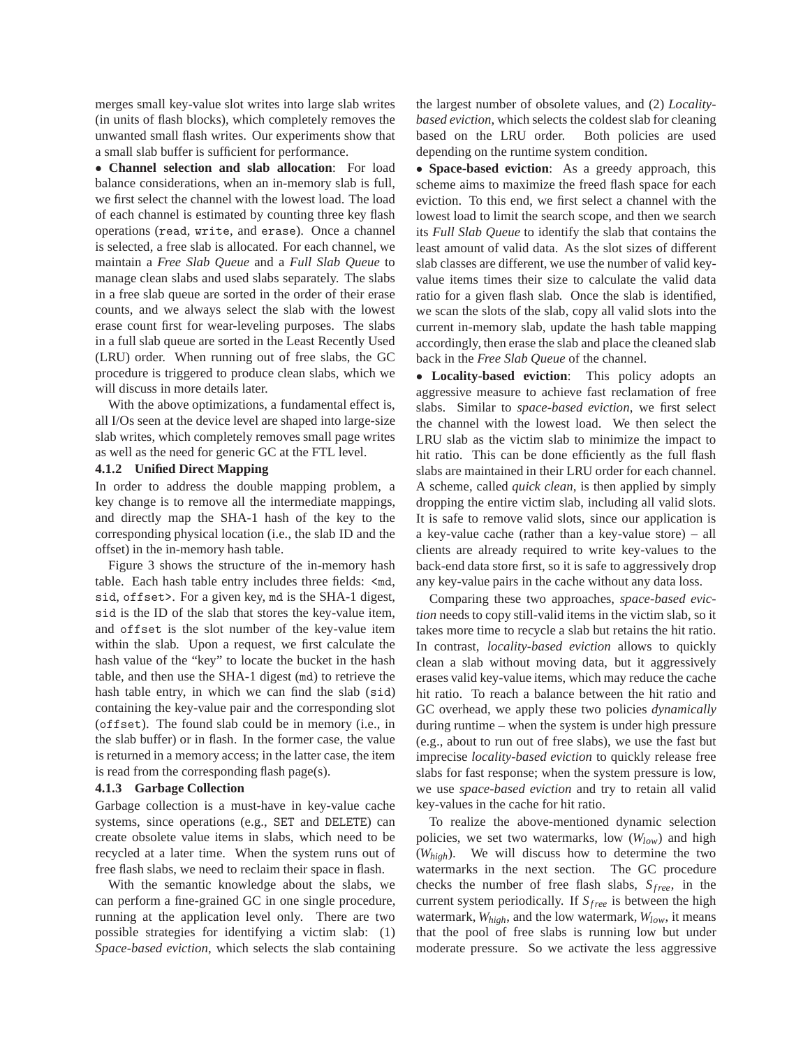merges small key-value slot writes into large slab writes (in units of flash blocks), which completely removes the unwanted small flash writes. Our experiments show that a small slab buffer is sufficient for performance.

• **Channel selection and slab allocation**: For load balance considerations, when an in-memory slab is full, we first select the channel with the lowest load. The load of each channel is estimated by counting three key flash operations (`read`, `write`, and `erase`). Once a channel is selected, a free slab is allocated. For each channel, we maintain a *Free Slab Queue* and a *Full Slab Queue* to manage clean slabs and used slabs separately. The slabs in a free slab queue are sorted in the order of their erase counts, and we always select the slab with the lowest erase count first for wear-leveling purposes. The slabs in a full slab queue are sorted in the Least Recently Used (LRU) order. When running out of free slabs, the GC procedure is triggered to produce clean slabs, which we will discuss in more details later.

With the above optimizations, a fundamental effect is, all I/Os seen at the device level are shaped into large-size slab writes, which completely removes small page writes as well as the need for generic GC at the FTL level.

### 4.1.2 Unified Direct Mapping

In order to address the double mapping problem, a key change is to remove all the intermediate mappings, and directly map the SHA-1 hash of the key to the corresponding physical location (i.e., the slab ID and the offset) in the in-memory hash table.

Figure 3 shows the structure of the in-memory hash table. Each hash table entry includes three fields: `<md, sid, offset>`. For a given key, `md` is the SHA-1 digest, `sid` is the ID of the slab that stores the key-value item, and `offset` is the slot number of the key-value item within the slab. Upon a request, we first calculate the hash value of the "key" to locate the bucket in the hash table, and then use the SHA-1 digest (`md`) to retrieve the hash table entry, in which we can find the slab (`sid`) containing the key-value pair and the corresponding slot (`offset`). The found slab could be in memory (i.e., in the slab buffer) or in flash. In the former case, the value is returned in a memory access; in the latter case, the item is read from the corresponding flash page(s).

### 4.1.3 Garbage Collection

Garbage collection is a must-have in key-value cache systems, since operations (e.g., `SET` and `DELETE`) can create obsolete value items in slabs, which need to be recycled at a later time. When the system runs out of free flash slabs, we need to reclaim their space in flash.

With the semantic knowledge about the slabs, we can perform a fine-grained GC in one single procedure, running at the application level only. There are two possible strategies for identifying a victim slab: (1) *Space-based eviction*, which selects the slab containing the largest number of obsolete values, and (2) *Locality-based eviction*, which selects the coldest slab for cleaning based on the LRU order. Both policies are used depending on the runtime system condition.

• **Space-based eviction**: As a greedy approach, this scheme aims to maximize the freed flash space for each eviction. To this end, we first select a channel with the lowest load to limit the search scope, and then we search its *Full Slab Queue* to identify the slab that contains the least amount of valid data. As the slot sizes of different slab classes are different, we use the number of valid key-value items times their size to calculate the valid data ratio for a given flash slab. Once the slab is identified, we scan the slots of the slab, copy all valid slots into the current in-memory slab, update the hash table mapping accordingly, then erase the slab and place the cleaned slab back in the *Free Slab Queue* of the channel.

• **Locality-based eviction**: This policy adopts an aggressive measure to achieve fast reclamation of free slabs. Similar to *space-based eviction*, we first select the channel with the lowest load. We then select the LRU slab as the victim slab to minimize the impact to hit ratio. This can be done efficiently as the full flash slabs are maintained in their LRU order for each channel. A scheme, called *quick clean*, is then applied by simply dropping the entire victim slab, including all valid slots. It is safe to remove valid slots, since our application is a key-value cache (rather than a key-value store) – all clients are already required to write key-values to the back-end data store first, so it is safe to aggressively drop any key-value pairs in the cache without any data loss.

Comparing these two approaches, *space-based eviction* needs to copy still-valid items in the victim slab, so it takes more time to recycle a slab but retains the hit ratio. In contrast, *locality-based eviction* allows to quickly clean a slab without moving data, but it aggressively erases valid key-value items, which may reduce the cache hit ratio. To reach a balance between the hit ratio and GC overhead, we apply these two policies *dynamically* during runtime – when the system is under high pressure (e.g., about to run out of free slabs), we use the fast but imprecise *locality-based eviction* to quickly release free slabs for fast response; when the system pressure is low, we use *space-based eviction* and try to retain all valid key-values in the cache for hit ratio.

To realize the above-mentioned dynamic selection policies, we set two watermarks, low ($W_{low}$) and high ($W_{high}$). We will discuss how to determine the two watermarks in the next section. The GC procedure checks the number of free flash slabs, $S_{free}$, in the current system periodically. If $S_{free}$ is between the high watermark, $W_{high}$, and the low watermark, $W_{low}$, it means that the pool of free slabs is running low but under moderate pressure. So we activate the less aggressive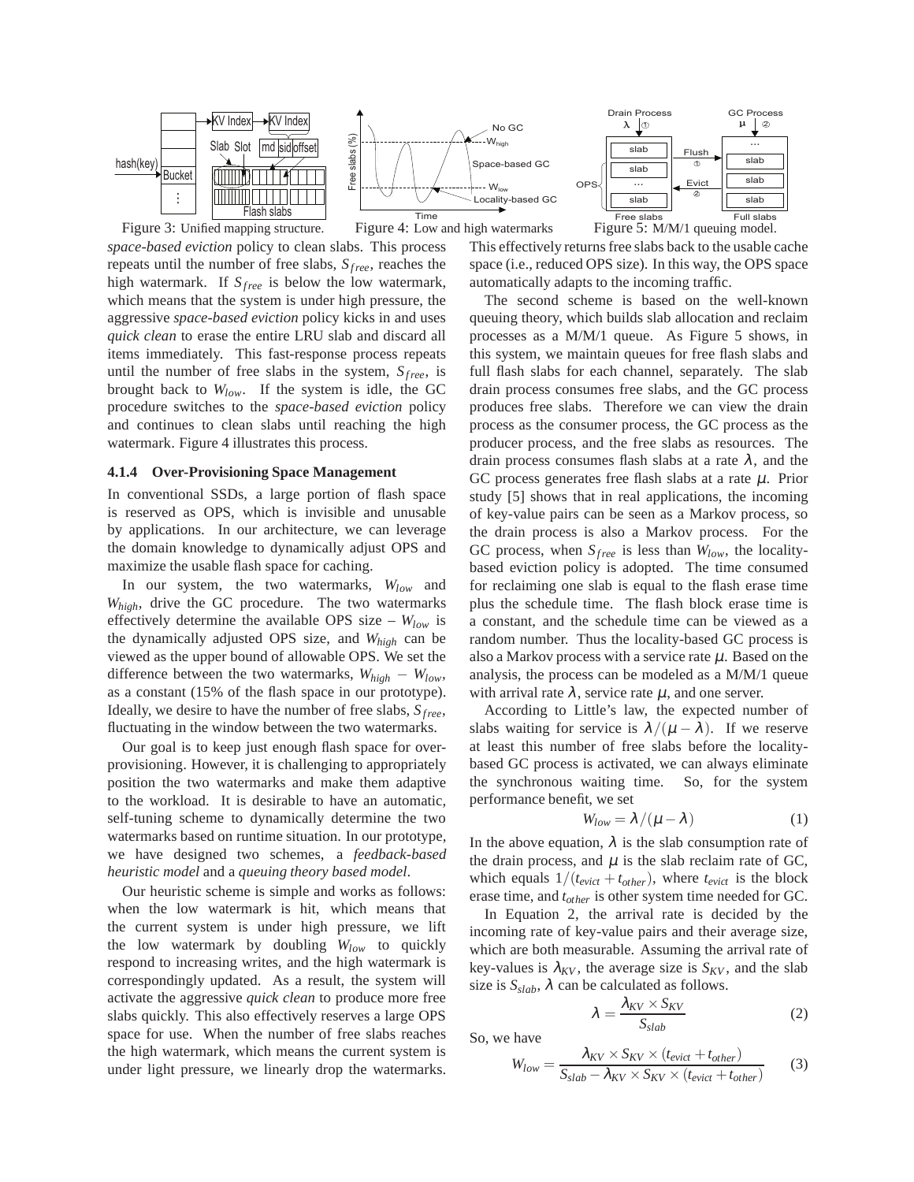Figure 3: Unified mapping structure.

Figure 4: Low and high watermarks

Figure 5: M/M/1 queuing model.

*space-based eviction* policy to clean slabs. This process repeats until the number of free slabs, $S_{free}$, reaches the high watermark. If $S_{free}$ is below the low watermark, which means that the system is under high pressure, the aggressive *space-based eviction* policy kicks in and uses *quick clean* to erase the entire LRU slab and discard all items immediately. This fast-response process repeats until the number of free slabs in the system, $S_{free}$, is brought back to $W_{low}$. If the system is idle, the GC procedure switches to the *space-based eviction* policy and continues to clean slabs until reaching the high watermark. Figure 4 illustrates this process.

#### 4.1.4 Over-Provisioning Space Management

In conventional SSDs, a large portion of flash space is reserved as OPS, which is invisible and unusable by applications. In our architecture, we can leverage the domain knowledge to dynamically adjust OPS and maximize the usable flash space for caching.

In our system, the two watermarks, $W_{low}$ and $W_{high}$, drive the GC procedure. The two watermarks effectively determine the available OPS size – $W_{low}$ is the dynamically adjusted OPS size, and $W_{high}$ can be viewed as the upper bound of allowable OPS. We set the difference between the two watermarks, $W_{high} - W_{low}$, as a constant (15% of the flash space in our prototype). Ideally, we desire to have the number of free slabs, $S_{free}$, fluctuating in the window between the two watermarks.

Our goal is to keep just enough flash space for over-provisioning. However, it is challenging to appropriately position the two watermarks and make them adaptive to the workload. It is desirable to have an automatic, self-tuning scheme to dynamically determine the two watermarks based on runtime situation. In our prototype, we have designed two schemes, a *feedback-based heuristic model* and a *queuing theory based model*.

Our heuristic scheme is simple and works as follows: when the low watermark is hit, which means that the current system is under high pressure, we lift the low watermark by doubling $W_{low}$ to quickly respond to increasing writes, and the high watermark is correspondingly updated. As a result, the system will activate the aggressive *quick clean* to produce more free slabs quickly. This also effectively reserves a large OPS space for use. When the number of free slabs reaches the high watermark, which means the current system is under light pressure, we linearly drop the watermarks. This effectively returns free slabs back to the usable cache space (i.e., reduced OPS size). In this way, the OPS space automatically adapts to the incoming traffic.

The second scheme is based on the well-known queuing theory, which builds slab allocation and reclaim processes as a M/M/1 queue. As Figure 5 shows, in this system, we maintain queues for free flash slabs and full flash slabs for each channel, separately. The slab drain process consumes free slabs, and the GC process produces free slabs. Therefore we can view the drain process as the consumer process, the GC process as the producer process, and the free slabs as resources. The drain process consumes flash slabs at a rate $\lambda$, and the GC process generates free flash slabs at a rate $\mu$. Prior study [5] shows that in real applications, the incoming of key-value pairs can be seen as a Markov process, so the drain process is also a Markov process. For the GC process, when $S_{free}$ is less than $W_{low}$, the locality-based eviction policy is adopted. The time consumed for reclaiming one slab is equal to the flash erase time plus the schedule time. The flash block erase time is a constant, and the schedule time can be viewed as a random number. Thus the locality-based GC process is also a Markov process with a service rate $\mu$. Based on the analysis, the process can be modeled as a M/M/1 queue with arrival rate $\lambda$, service rate $\mu$, and one server.

According to Little's law, the expected number of slabs waiting for service is $\lambda/(\mu - \lambda)$. If we reserve at least this number of free slabs before the locality-based GC process is activated, we can always eliminate the synchronous waiting time. So, for the system performance benefit, we set

$$W_{low} = \lambda/(\mu - \lambda) \tag{1}$$

In the above equation, $\lambda$ is the slab consumption rate of the drain process, and $\mu$ is the slab reclaim rate of GC, which equals $1/(t_{evict} + t_{other})$, where $t_{evict}$ is the block erase time, and $t_{other}$ is other system time needed for GC.

In Equation 2, the arrival rate is decided by the incoming rate of key-value pairs and their average size, which are both measurable. Assuming the arrival rate of key-values is $\lambda_{KV}$, the average size is $S_{KV}$, and the slab size is $S_{slab}$, $\lambda$ can be calculated as follows.

$$\lambda = \frac{\lambda_{KV} \times S_{KV}}{S_{slab}} \tag{2}$$

So, we have

$$W_{low} = \frac{\lambda_{KV} \times S_{KV} \times (t_{evict} + t_{other})}{S_{slab} - \lambda_{KV} \times S_{KV} \times (t_{evict} + t_{other})} \tag{3}$$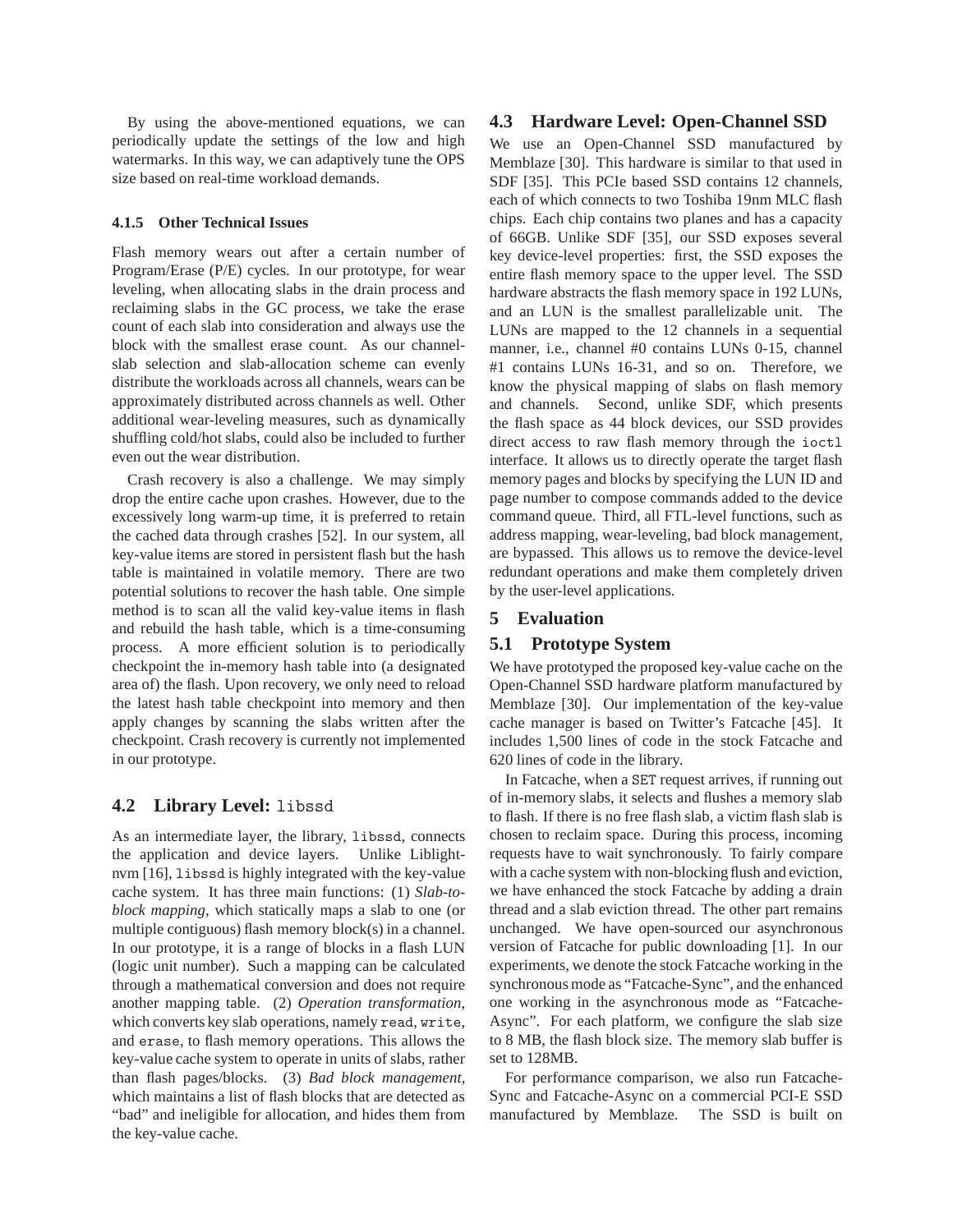By using the above-mentioned equations, we can periodically update the settings of the low and high watermarks. In this way, we can adaptively tune the OPS size based on real-time workload demands.

#### 4.1.5 Other Technical Issues

Flash memory wears out after a certain number of Program/Erase (P/E) cycles. In our prototype, for wear leveling, when allocating slabs in the drain process and reclaiming slabs in the GC process, we take the erase count of each slab into consideration and always use the block with the smallest erase count. As our channel-slab selection and slab-allocation scheme can evenly distribute the workloads across all channels, wears can be approximately distributed across channels as well. Other additional wear-leveling measures, such as dynamically shuffling cold/hot slabs, could also be included to further even out the wear distribution.

Crash recovery is also a challenge. We may simply drop the entire cache upon crashes. However, due to the excessively long warm-up time, it is preferred to retain the cached data through crashes [52]. In our system, all key-value items are stored in persistent flash but the hash table is maintained in volatile memory. There are two potential solutions to recover the hash table. One simple method is to scan all the valid key-value items in flash and rebuild the hash table, which is a time-consuming process. A more efficient solution is to periodically checkpoint the in-memory hash table into (a designated area of) the flash. Upon recovery, we only need to reload the latest hash table checkpoint into memory and then apply changes by scanning the slabs written after the checkpoint. Crash recovery is currently not implemented in our prototype.

### 4.2 Library Level: `libssd`

As an intermediate layer, the library, `libssd`, connects the application and device layers. Unlike Liblightnvm [16], `libssd` is highly integrated with the key-value cache system. It has three main functions: (1) *Slab-to-block mapping*, which statically maps a slab to one (or multiple contiguous) flash memory block(s) in a channel. In our prototype, it is a range of blocks in a flash LUN (logic unit number). Such a mapping can be calculated through a mathematical conversion and does not require another mapping table. (2) *Operation transformation*, which converts key slab operations, namely `read`, `write`, and `erase`, to flash memory operations. This allows the key-value cache system to operate in units of slabs, rather than flash pages/blocks. (3) *Bad block management*, which maintains a list of flash blocks that are detected as "bad" and ineligible for allocation, and hides them from the key-value cache.

### 4.3 Hardware Level: Open-Channel SSD

We use an Open-Channel SSD manufactured by Memblaze [30]. This hardware is similar to that used in SDF [35]. This PCIe based SSD contains 12 channels, each of which connects to two Toshiba 19nm MLC flash chips. Each chip contains two planes and has a capacity of 66GB. Unlike SDF [35], our SSD exposes several key device-level properties: first, the SSD exposes the entire flash memory space to the upper level. The SSD hardware abstracts the flash memory space in 192 LUNs, and an LUN is the smallest parallelizable unit. The LUNs are mapped to the 12 channels in a sequential manner, i.e., channel #0 contains LUNs 0-15, channel #1 contains LUNs 16-31, and so on. Therefore, we know the physical mapping of slabs on flash memory and channels. Second, unlike SDF, which presents the flash space as 44 block devices, our SSD provides direct access to raw flash memory through the `ioctl` interface. It allows us to directly operate the target flash memory pages and blocks by specifying the LUN ID and page number to compose commands added to the device command queue. Third, all FTL-level functions, such as address mapping, wear-leveling, bad block management, are bypassed. This allows us to remove the device-level redundant operations and make them completely driven by the user-level applications.

## 5 Evaluation

### 5.1 Prototype System

We have prototyped the proposed key-value cache on the Open-Channel SSD hardware platform manufactured by Memblaze [30]. Our implementation of the key-value cache manager is based on Twitter's Fatcache [45]. It includes 1,500 lines of code in the stock Fatcache and 620 lines of code in the library.

In Fatcache, when a `SET` request arrives, if running out of in-memory slabs, it selects and flushes a memory slab to flash. If there is no free flash slab, a victim flash slab is chosen to reclaim space. During this process, incoming requests have to wait synchronously. To fairly compare with a cache system with non-blocking flush and eviction, we have enhanced the stock Fatcache by adding a drain thread and a slab eviction thread. The other part remains unchanged. We have open-sourced our asynchronous version of Fatcache for public downloading [1]. In our experiments, we denote the stock Fatcache working in the synchronous mode as "Fatcache-Sync", and the enhanced one working in the asynchronous mode as "Fatcache-Async". For each platform, we configure the slab size to 8 MB, the flash block size. The memory slab buffer is set to 128MB.

For performance comparison, we also run Fatcache-Sync and Fatcache-Async on a commercial PCI-E SSD manufactured by Memblaze. The SSD is built on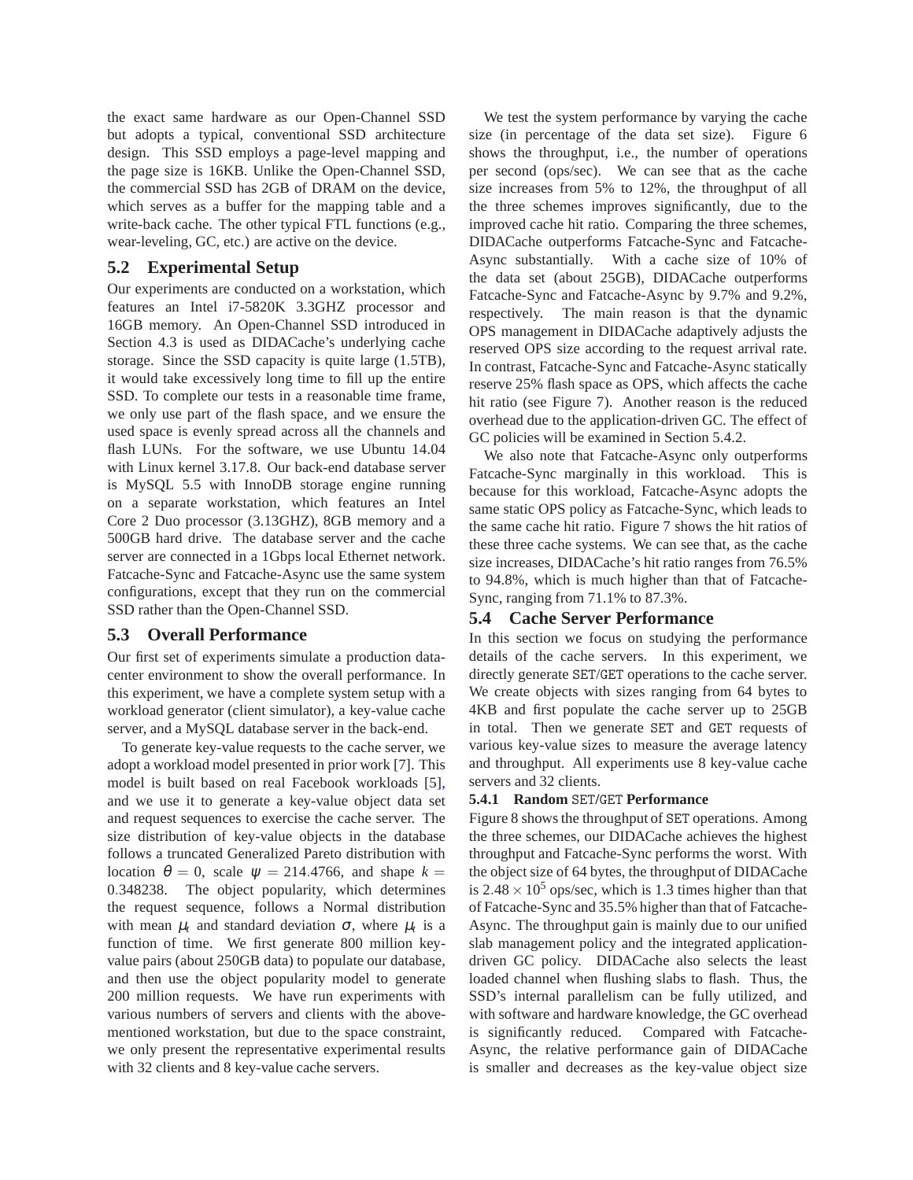the exact same hardware as our Open-Channel SSD but adopts a typical, conventional SSD architecture design. This SSD employs a page-level mapping and the page size is 16KB. Unlike the Open-Channel SSD, the commercial SSD has 2GB of DRAM on the device, which serves as a buffer for the mapping table and a write-back cache. The other typical FTL functions (e.g., wear-leveling, GC, etc.) are active on the device.

## 5.2 Experimental Setup

Our experiments are conducted on a workstation, which features an Intel i7-5820K 3.3GHZ processor and 16GB memory. An Open-Channel SSD introduced in Section 4.3 is used as DIDACache's underlying cache storage. Since the SSD capacity is quite large (1.5TB), it would take excessively long time to fill up the entire SSD. To complete our tests in a reasonable time frame, we only use part of the flash space, and we ensure the used space is evenly spread across all the channels and flash LUNs. For the software, we use Ubuntu 14.04 with Linux kernel 3.17.8. Our back-end database server is MySQL 5.5 with InnoDB storage engine running on a separate workstation, which features an Intel Core 2 Duo processor (3.13GHZ), 8GB memory and a 500GB hard drive. The database server and the cache server are connected in a 1Gbps local Ethernet network. Fatcache-Sync and Fatcache-Async use the same system configurations, except that they run on the commercial SSD rather than the Open-Channel SSD.

## 5.3 Overall Performance

Our first set of experiments simulate a production data-center environment to show the overall performance. In this experiment, we have a complete system setup with a workload generator (client simulator), a key-value cache server, and a MySQL database server in the back-end.

To generate key-value requests to the cache server, we adopt a workload model presented in prior work [7]. This model is built based on real Facebook workloads [5], and we use it to generate a key-value object data set and request sequences to exercise the cache server. The size distribution of key-value objects in the database follows a truncated Generalized Pareto distribution with location $\theta = 0$, scale $\psi = 214.4766$, and shape $k = 0.348238$. The object popularity, which determines the request sequence, follows a Normal distribution with mean $\mu_t$ and standard deviation $\sigma$, where $\mu_t$ is a function of time. We first generate 800 million key-value pairs (about 250GB data) to populate our database, and then use the object popularity model to generate 200 million requests. We have run experiments with various numbers of servers and clients with the above-mentioned workstation, but due to the space constraint, we only present the representative experimental results with 32 clients and 8 key-value cache servers.

We test the system performance by varying the cache size (in percentage of the data set size). Figure 6 shows the throughput, i.e., the number of operations per second (ops/sec). We can see that as the cache size increases from 5% to 12%, the throughput of all the three schemes improves significantly, due to the improved cache hit ratio. Comparing the three schemes, DIDACache outperforms Fatcache-Sync and Fatcache-Async substantially. With a cache size of 10% of the data set (about 25GB), DIDACache outperforms Fatcache-Sync and Fatcache-Async by 9.7% and 9.2%, respectively. The main reason is that the dynamic OPS management in DIDACache adaptively adjusts the reserved OPS size according to the request arrival rate. In contrast, Fatcache-Sync and Fatcache-Async statically reserve 25% flash space as OPS, which affects the cache hit ratio (see Figure 7). Another reason is the reduced overhead due to the application-driven GC. The effect of GC policies will be examined in Section 5.4.2.

We also note that Fatcache-Async only outperforms Fatcache-Sync marginally in this workload. This is because for this workload, Fatcache-Async adopts the same static OPS policy as Fatcache-Sync, which leads to the same cache hit ratio. Figure 7 shows the hit ratios of these three cache systems. We can see that, as the cache size increases, DIDACache's hit ratio ranges from 76.5% to 94.8%, which is much higher than that of Fatcache-Sync, ranging from 71.1% to 87.3%.

## 5.4 Cache Server Performance

In this section we focus on studying the performance details of the cache servers. In this experiment, we directly generate SET/GET operations to the cache server. We create objects with sizes ranging from 64 bytes to 4KB and first populate the cache server up to 25GB in total. Then we generate SET and GET requests of various key-value sizes to measure the average latency and throughput. All experiments use 8 key-value cache servers and 32 clients.

### 5.4.1 Random SET/GET Performance

Figure 8 shows the throughput of SET operations. Among the three schemes, our DIDACache achieves the highest throughput and Fatcache-Sync performs the worst. With the object size of 64 bytes, the throughput of DIDACache is $2.48 \times 10^5$ ops/sec, which is 1.3 times higher than that of Fatcache-Sync and 35.5% higher than that of Fatcache-Async. The throughput gain is mainly due to our unified slab management policy and the integrated application-driven GC policy. DIDACache also selects the least loaded channel when flushing slabs to flash. Thus, the SSD's internal parallelism can be fully utilized, and with software and hardware knowledge, the GC overhead is significantly reduced. Compared with Fatcache-Async, the relative performance gain of DIDACache is smaller and decreases as the key-value object size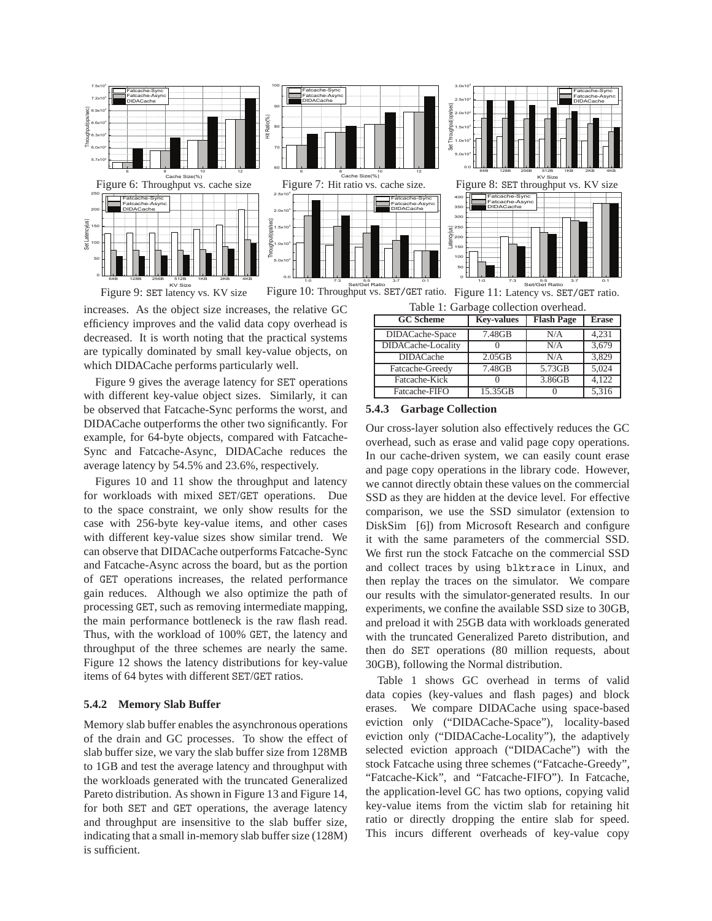Figure 6: Throughput vs. cache size

Figure 7: Hit ratio vs. cache size.

Figure 8: SET throughput vs. KV size

Figure 9: SET latency vs. KV size

Figure 10: Throughput vs. SET/GET ratio.

Figure 11: Latency vs. SET/GET ratio.

increases. As the object size increases, the relative GC efficiency improves and the valid data copy overhead is decreased. It is worth noting that the practical systems are typically dominated by small key-value objects, on which DIDACache performs particularly well.

Figure 9 gives the average latency for SET operations with different key-value object sizes. Similarly, it can be observed that Fatcache-Sync performs the worst, and DIDACache outperforms the other two significantly. For example, for 64-byte objects, compared with Fatcache-Sync and Fatcache-Async, DIDACache reduces the average latency by 54.5% and 23.6%, respectively.

Figures 10 and 11 show the throughput and latency for workloads with mixed SET/GET operations. Due to the space constraint, we only show results for the case with 256-byte key-value items, and other cases with different key-value sizes show similar trend. We can observe that DIDACache outperforms Fatcache-Sync and Fatcache-Async across the board, but as the portion of GET operations increases, the related performance gain reduces. Although we also optimize the path of processing GET, such as removing intermediate mapping, the main performance bottleneck is the raw flash read. Thus, with the workload of 100% GET, the latency and throughput of the three schemes are nearly the same. Figure 12 shows the latency distributions for key-value items of 64 bytes with different SET/GET ratios.

#### 5.4.2 Memory Slab Buffer

Memory slab buffer enables the asynchronous operations of the drain and GC processes. To show the effect of slab buffer size, we vary the slab buffer size from 128MB to 1GB and test the average latency and throughput with the workloads generated with the truncated Generalized Pareto distribution. As shown in Figure 13 and Figure 14, for both SET and GET operations, the average latency and throughput are insensitive to the slab buffer size, indicating that a small in-memory slab buffer size (128M) is sufficient.

Table 1: Garbage collection overhead.

| GC Scheme | Key-values | Flash Page | Erase |
|---|---|---|---|
| DIDACache-Space | 7.48GB | N/A | 4,231 |
| DIDACache-Locality | 0 | N/A | 3,679 |
| DIDACache | 2.05GB | N/A | 3,829 |
| Fatcache-Greedy | 7.48GB | 5.73GB | 5,024 |
| Fatcache-Kick | 0 | 3.86GB | 4,122 |
| Fatcache-FIFO | 15.35GB | 0 | 5,316 |

#### 5.4.3 Garbage Collection

Our cross-layer solution also effectively reduces the GC overhead, such as erase and valid page copy operations. In our cache-driven system, we can easily count erase and page copy operations in the library code. However, we cannot directly obtain these values on the commercial SSD as they are hidden at the device level. For effective comparison, we use the SSD simulator (extension to DiskSim [6]) from Microsoft Research and configure it with the same parameters of the commercial SSD. We first run the stock Fatcache on the commercial SSD and collect traces by using blktrace in Linux, and then replay the traces on the simulator. We compare our results with the simulator-generated results. In our experiments, we confine the available SSD size to 30GB, and preload it with 25GB data with workloads generated with the truncated Generalized Pareto distribution, and then do SET operations (80 million requests, about 30GB), following the Normal distribution.

Table 1 shows GC overhead in terms of valid data copies (key-values and flash pages) and block erases. We compare DIDACache using space-based eviction only ("DIDACache-Space"), locality-based eviction only ("DIDACache-Locality"), the adaptively selected eviction approach ("DIDACache") with the stock Fatcache using three schemes ("Fatcache-Greedy", "Fatcache-Kick", and "Fatcache-FIFO"). In Fatcache, the application-level GC has two options, copying valid key-value items from the victim slab for retaining hit ratio or directly dropping the entire slab for speed. This incurs different overheads of key-value copy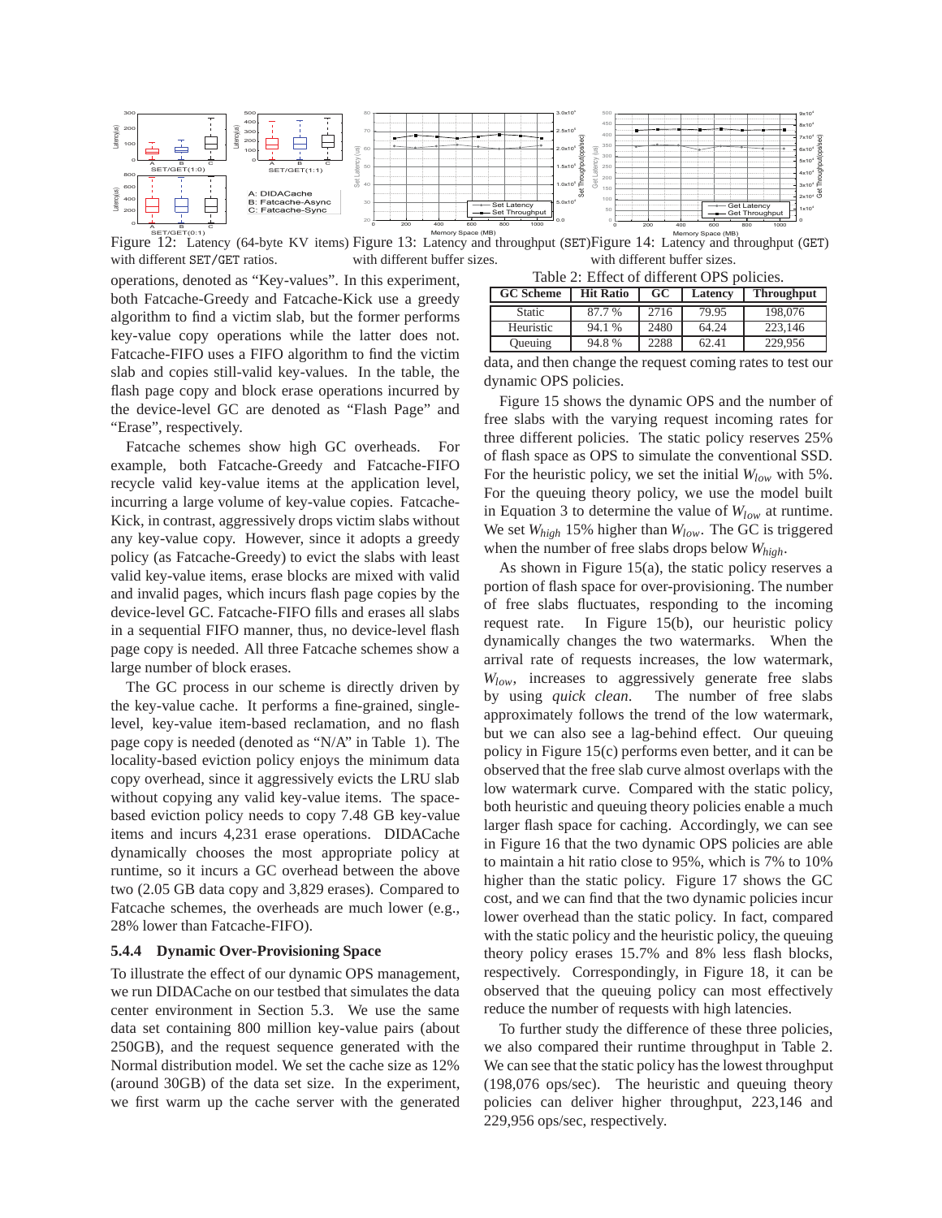Figure 12: Latency (64-byte KV items) with different SET/GET ratios.

Figure 13: Latency and throughput (SET) with different buffer sizes.

Figure 14: Latency and throughput (GET) with different buffer sizes.

operations, denoted as "Key-values". In this experiment, both Fatcache-Greedy and Fatcache-Kick use a greedy algorithm to find a victim slab, but the former performs key-value copy operations while the latter does not. Fatcache-FIFO uses a FIFO algorithm to find the victim slab and copies still-valid key-values. In the table, the flash page copy and block erase operations incurred by the device-level GC are denoted as "Flash Page" and "Erase", respectively.

Fatcache schemes show high GC overheads. For example, both Fatcache-Greedy and Fatcache-FIFO recycle valid key-value items at the application level, incurring a large volume of key-value copies. Fatcache-Kick, in contrast, aggressively drops victim slabs without any key-value copy. However, since it adopts a greedy policy (as Fatcache-Greedy) to evict the slabs with least valid key-value items, erase blocks are mixed with valid and invalid pages, which incurs flash page copies by the device-level GC. Fatcache-FIFO fills and erases all slabs in a sequential FIFO manner, thus, no device-level flash page copy is needed. All three Fatcache schemes show a large number of block erases.

The GC process in our scheme is directly driven by the key-value cache. It performs a fine-grained, single-level, key-value item-based reclamation, and no flash page copy is needed (denoted as "N/A" in Table 1). The locality-based eviction policy enjoys the minimum data copy overhead, since it aggressively evicts the LRU slab without copying any valid key-value items. The space-based eviction policy needs to copy 7.48 GB key-value items and incurs 4,231 erase operations. DIDACache dynamically chooses the most appropriate policy at runtime, so it incurs a GC overhead between the above two (2.05 GB data copy and 3,829 erases). Compared to Fatcache schemes, the overheads are much lower (e.g., 28% lower than Fatcache-FIFO).

#### 5.4.4 Dynamic Over-Provisioning Space

To illustrate the effect of our dynamic OPS management, we run DIDACache on our testbed that simulates the data center environment in Section 5.3. We use the same data set containing 800 million key-value pairs (about 250GB), and the request sequence generated with the Normal distribution model. We set the cache size as 12% (around 30GB) of the data set size. In the experiment, we first warm up the cache server with the generated data, and then change the request coming rates to test our dynamic OPS policies.

Table 2: Effect of different OPS policies.

| GC Scheme | Hit Ratio | GC | Latency | Throughput |
|---|---|---|---|---|
| Static | 87.7 % | 2716 | 79.95 | 198,076 |
| Heuristic | 94.1 % | 2480 | 64.24 | 223,146 |
| Queuing | 94.8 % | 2288 | 62.41 | 229,956 |

Figure 15 shows the dynamic OPS and the number of free slabs with the varying request incoming rates for three different policies. The static policy reserves 25% of flash space as OPS to simulate the conventional SSD. For the heuristic policy, we set the initial $W_{low}$ with 5%. For the queuing theory policy, we use the model built in Equation 3 to determine the value of $W_{low}$ at runtime. We set $W_{high}$ 15% higher than $W_{low}$. The GC is triggered when the number of free slabs drops below $W_{high}$.

As shown in Figure 15(a), the static policy reserves a portion of flash space for over-provisioning. The number of free slabs fluctuates, responding to the incoming request rate. In Figure 15(b), our heuristic policy dynamically changes the two watermarks. When the arrival rate of requests increases, the low watermark, $W_{low}$, increases to aggressively generate free slabs by using *quick clean*. The number of free slabs approximately follows the trend of the low watermark, but we can also see a lag-behind effect. Our queuing policy in Figure 15(c) performs even better, and it can be observed that the free slab curve almost overlaps with the low watermark curve. Compared with the static policy, both heuristic and queuing theory policies enable a much larger flash space for caching. Accordingly, we can see in Figure 16 that the two dynamic OPS policies are able to maintain a hit ratio close to 95%, which is 7% to 10% higher than the static policy. Figure 17 shows the GC cost, and we can find that the two dynamic policies incur lower overhead than the static policy. In fact, compared with the static policy and the heuristic policy, the queuing theory policy erases 15.7% and 8% less flash blocks, respectively. Correspondingly, in Figure 18, it can be observed that the queuing policy can most effectively reduce the number of requests with high latencies.

To further study the difference of these three policies, we also compared their runtime throughput in Table 2. We can see that the static policy has the lowest throughput (198,076 ops/sec). The heuristic and queuing theory policies can deliver higher throughput, 223,146 and 229,956 ops/sec, respectively.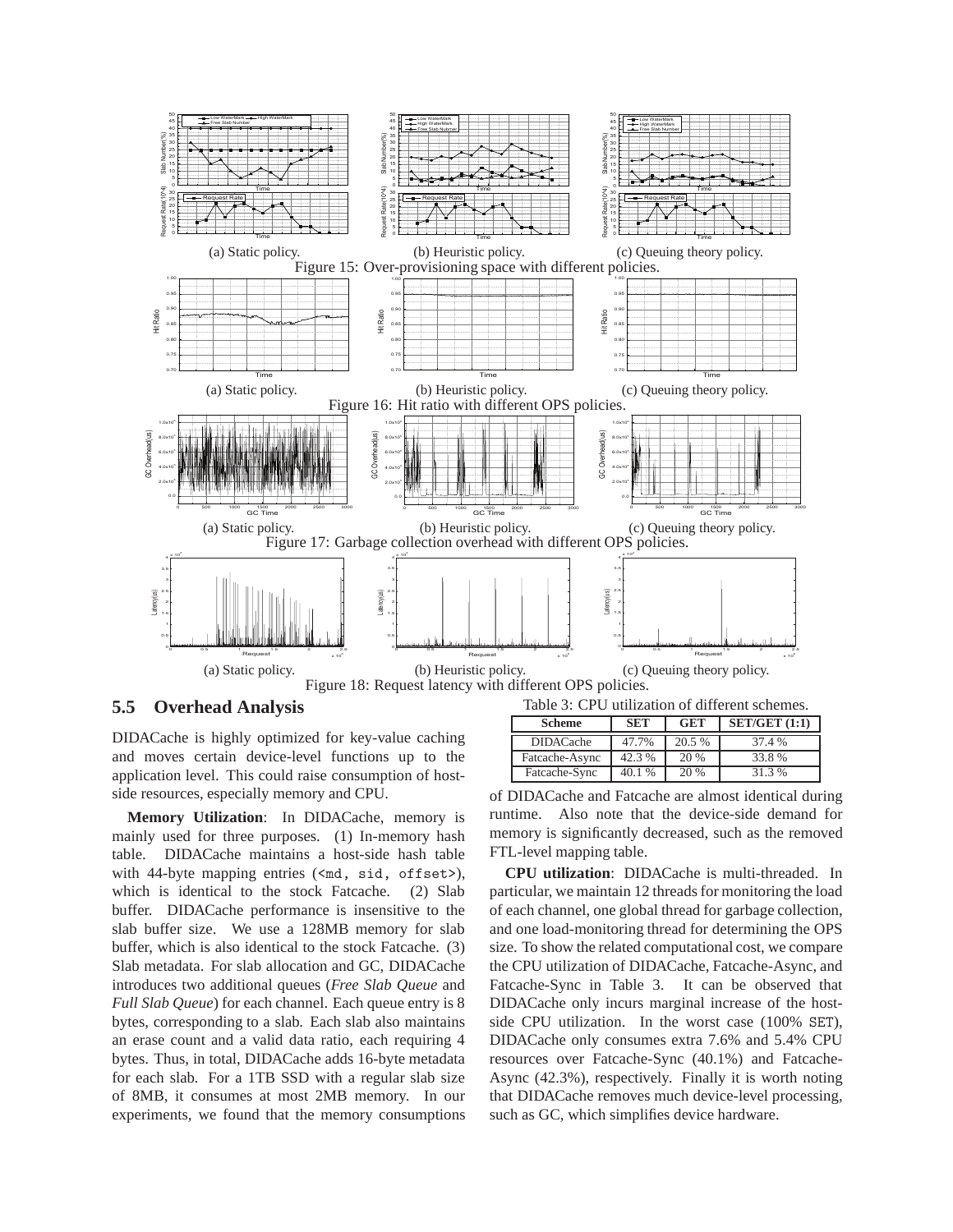(a) Static policy. (b) Heuristic policy. (c) Queuing theory policy.

Figure 15: Over-provisioning space with different policies.

(a) Static policy. (b) Heuristic policy. (c) Queuing theory policy.

Figure 16: Hit ratio with different OPS policies.

(a) Static policy. (b) Heuristic policy. (c) Queuing theory policy.

Figure 17: Garbage collection overhead with different OPS policies.

(a) Static policy. (b) Heuristic policy. (c) Queuing theory policy.

Figure 18: Request latency with different OPS policies.

## 5.5 Overhead Analysis

DIDACache is highly optimized for key-value caching and moves certain device-level functions up to the application level. This could raise consumption of host-side resources, especially memory and CPU.

**Memory Utilization**: In DIDACache, memory is mainly used for three purposes. (1) In-memory hash table. DIDACache maintains a host-side hash table with 44-byte mapping entries (`<md, sid, offset>`), which is identical to the stock Fatcache. (2) Slab buffer. DIDACache performance is insensitive to the slab buffer size. We use a 128MB memory for slab buffer, which is also identical to the stock Fatcache. (3) Slab metadata. For slab allocation and GC, DIDACache introduces two additional queues (*Free Slab Queue* and *Full Slab Queue*) for each channel. Each queue entry is 8 bytes, corresponding to a slab. Each slab also maintains an erase count and a valid data ratio, each requiring 4 bytes. Thus, in total, DIDACache adds 16-byte metadata for each slab. For a 1TB SSD with a regular slab size of 8MB, it consumes at most 2MB memory. In our experiments, we found that the memory consumptions of DIDACache and Fatcache are almost identical during runtime. Also note that the device-side demand for memory is significantly decreased, such as the removed FTL-level mapping table.

Table 3: CPU utilization of different schemes.

| Scheme | SET | GET | SET/GET (1:1) |
|---|---|---|---|
| DIDACache | 47.7% | 20.5 % | 37.4 % |
| Fatcache-Async | 42.3 % | 20 % | 33.8 % |
| Fatcache-Sync | 40.1 % | 20 % | 31.3 % |

**CPU utilization**: DIDACache is multi-threaded. In particular, we maintain 12 threads for monitoring the load of each channel, one global thread for garbage collection, and one load-monitoring thread for determining the OPS size. To show the related computational cost, we compare the CPU utilization of DIDACache, Fatcache-Async, and Fatcache-Sync in Table 3. It can be observed that DIDACache only incurs marginal increase of the host-side CPU utilization. In the worst case (100% SET), DIDACache only consumes extra 7.6% and 5.4% CPU resources over Fatcache-Sync (40.1%) and Fatcache-Async (42.3%), respectively. Finally it is worth noting that DIDACache removes much device-level processing, such as GC, which simplifies device hardware.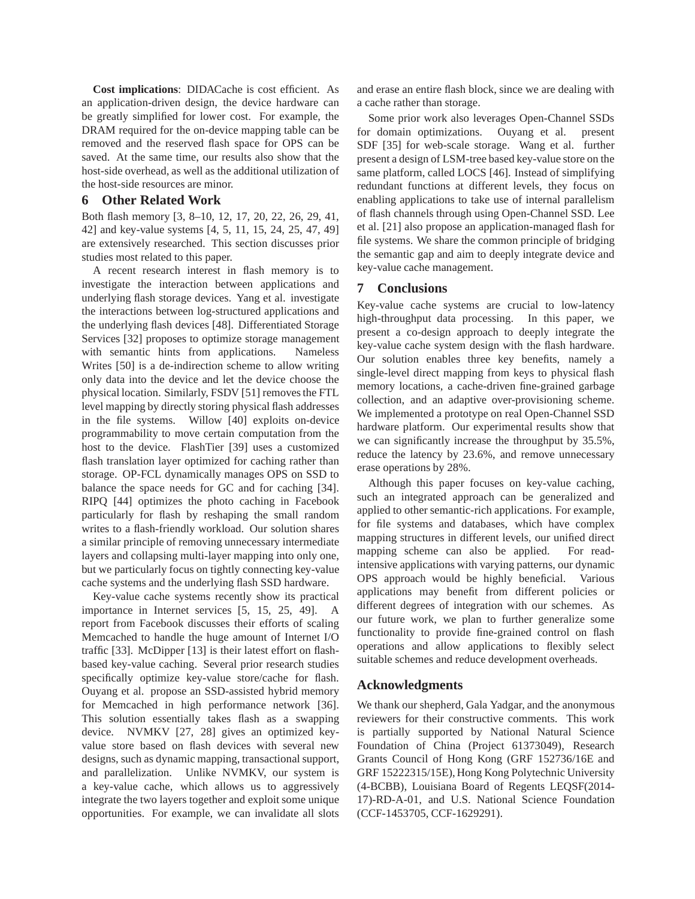**Cost implications**: DIDACache is cost efficient. As an application-driven design, the device hardware can be greatly simplified for lower cost. For example, the DRAM required for the on-device mapping table can be removed and the reserved flash space for OPS can be saved. At the same time, our results also show that the host-side overhead, as well as the additional utilization of the host-side resources are minor.

## 6 Other Related Work

Both flash memory [3, 8–10, 12, 17, 20, 22, 26, 29, 41, 42] and key-value systems [4, 5, 11, 15, 24, 25, 47, 49] are extensively researched. This section discusses prior studies most related to this paper.

A recent research interest in flash memory is to investigate the interaction between applications and underlying flash storage devices. Yang et al. investigate the interactions between log-structured applications and the underlying flash devices [48]. Differentiated Storage Services [32] proposes to optimize storage management with semantic hints from applications. Nameless Writes [50] is a de-indirection scheme to allow writing only data into the device and let the device choose the physical location. Similarly, FSDV [51] removes the FTL level mapping by directly storing physical flash addresses in the file systems. Willow [40] exploits on-device programmability to move certain computation from the host to the device. FlashTier [39] uses a customized flash translation layer optimized for caching rather than storage. OP-FCL dynamically manages OPS on SSD to balance the space needs for GC and for caching [34]. RIPQ [44] optimizes the photo caching in Facebook particularly for flash by reshaping the small random writes to a flash-friendly workload. Our solution shares a similar principle of removing unnecessary intermediate layers and collapsing multi-layer mapping into only one, but we particularly focus on tightly connecting key-value cache systems and the underlying flash SSD hardware.

Key-value cache systems recently show its practical importance in Internet services [5, 15, 25, 49]. A report from Facebook discusses their efforts of scaling Memcached to handle the huge amount of Internet I/O traffic [33]. McDipper [13] is their latest effort on flash-based key-value caching. Several prior research studies specifically optimize key-value store/cache for flash. Ouyang et al. propose an SSD-assisted hybrid memory for Memcached in high performance network [36]. This solution essentially takes flash as a swapping device. NVMKV [27, 28] gives an optimized key-value store based on flash devices with several new designs, such as dynamic mapping, transactional support, and parallelization. Unlike NVMKV, our system is a key-value cache, which allows us to aggressively integrate the two layers together and exploit some unique opportunities. For example, we can invalidate all slots and erase an entire flash block, since we are dealing with a cache rather than storage.

Some prior work also leverages Open-Channel SSDs for domain optimizations. Ouyang et al. present SDF [35] for web-scale storage. Wang et al. further present a design of LSM-tree based key-value store on the same platform, called LOCS [46]. Instead of simplifying redundant functions at different levels, they focus on enabling applications to take use of internal parallelism of flash channels through using Open-Channel SSD. Lee et al. [21] also propose an application-managed flash for file systems. We share the common principle of bridging the semantic gap and aim to deeply integrate device and key-value cache management.

## 7 Conclusions

Key-value cache systems are crucial to low-latency high-throughput data processing. In this paper, we present a co-design approach to deeply integrate the key-value cache system design with the flash hardware. Our solution enables three key benefits, namely a single-level direct mapping from keys to physical flash memory locations, a cache-driven fine-grained garbage collection, and an adaptive over-provisioning scheme. We implemented a prototype on real Open-Channel SSD hardware platform. Our experimental results show that we can significantly increase the throughput by 35.5%, reduce the latency by 23.6%, and remove unnecessary erase operations by 28%.

Although this paper focuses on key-value caching, such an integrated approach can be generalized and applied to other semantic-rich applications. For example, for file systems and databases, which have complex mapping structures in different levels, our unified direct mapping scheme can also be applied. For read-intensive applications with varying patterns, our dynamic OPS approach would be highly beneficial. Various applications may benefit from different policies or different degrees of integration with our schemes. As our future work, we plan to further generalize some functionality to provide fine-grained control on flash operations and allow applications to flexibly select suitable schemes and reduce development overheads.

## Acknowledgments

We thank our shepherd, Gala Yadgar, and the anonymous reviewers for their constructive comments. This work is partially supported by National Natural Science Foundation of China (Project 61373049), Research Grants Council of Hong Kong (GRF 152736/16E and GRF 15222315/15E), Hong Kong Polytechnic University (4-BCBB), Louisiana Board of Regents LEQSF(2014-17)-RD-A-01, and U.S. National Science Foundation (CCF-1453705, CCF-1629291).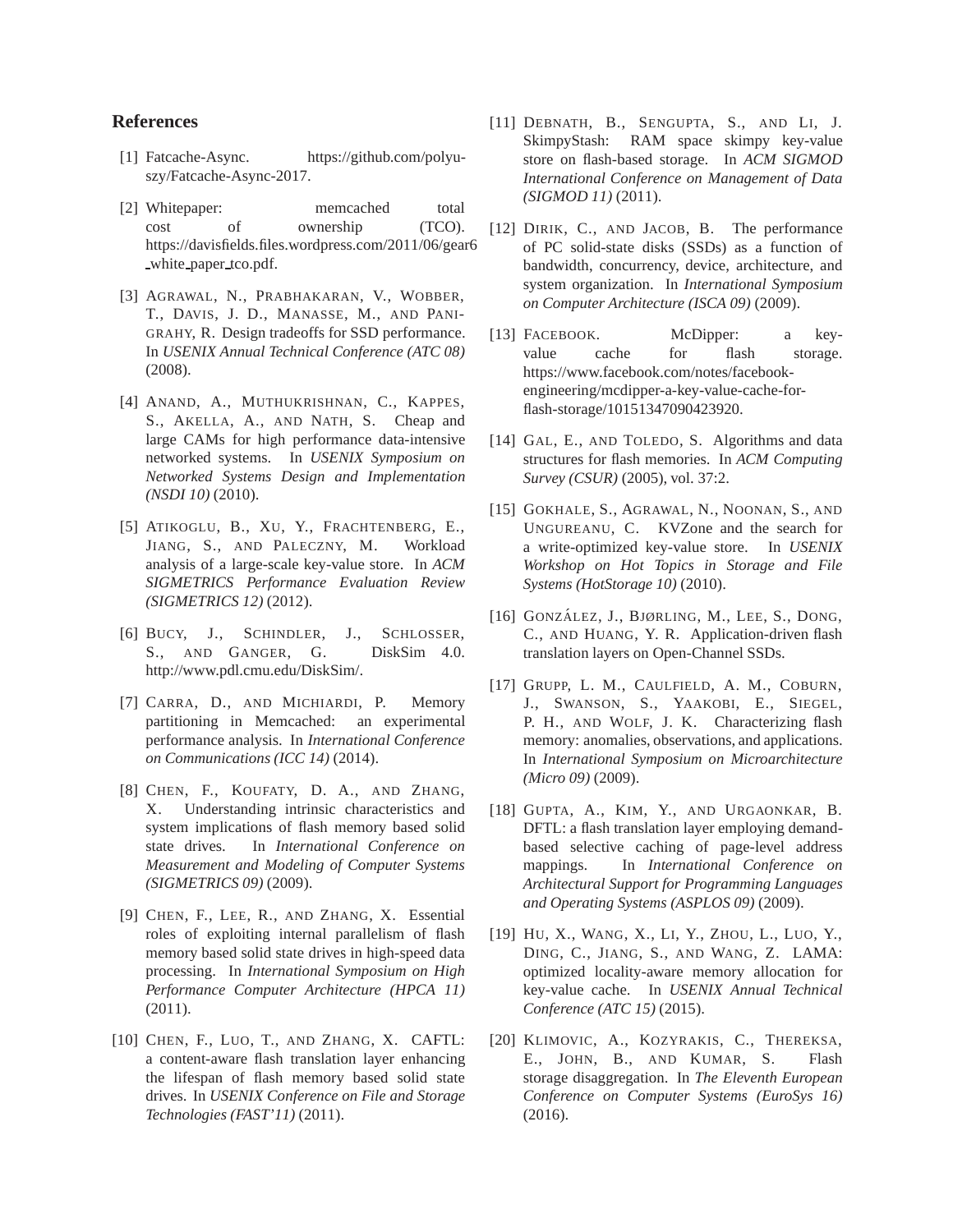## References

[1] Fatcache-Async. https://github.com/polyu-szy/Fatcache-Async-2017.

[2] Whitepaper: memcached total cost of ownership (TCO). https://davisfields.files.wordpress.com/2011/06/gear6_white_paper_tco.pdf.

[3] AGRAWAL, N., PRABHAKARAN, V., WOBBER, T., DAVIS, J. D., MANASSE, M., AND PANIGRAHY, R. Design tradeoffs for SSD performance. In *USENIX Annual Technical Conference (ATC 08)* (2008).

[4] ANAND, A., MUTHUKRISHNAN, C., KAPPES, S., AKELLA, A., AND NATH, S. Cheap and large CAMs for high performance data-intensive networked systems. In *USENIX Symposium on Networked Systems Design and Implementation (NSDI 10)* (2010).

[5] ATIKOGLU, B., XU, Y., FRACHTENBERG, E., JIANG, S., AND PALECZNY, M. Workload analysis of a large-scale key-value store. In *ACM SIGMETRICS Performance Evaluation Review (SIGMETRICS 12)* (2012).

[6] BUCY, J., SCHINDLER, J., SCHLOSSER, S., AND GANGER, G. DiskSim 4.0. http://www.pdl.cmu.edu/DiskSim/.

[7] CARRA, D., AND MICHIARDI, P. Memory partitioning in Memcached: an experimental performance analysis. In *International Conference on Communications (ICC 14)* (2014).

[8] CHEN, F., KOUFATY, D. A., AND ZHANG, X. Understanding intrinsic characteristics and system implications of flash memory based solid state drives. In *International Conference on Measurement and Modeling of Computer Systems (SIGMETRICS 09)* (2009).

[9] CHEN, F., LEE, R., AND ZHANG, X. Essential roles of exploiting internal parallelism of flash memory based solid state drives in high-speed data processing. In *International Symposium on High Performance Computer Architecture (HPCA 11)* (2011).

[10] CHEN, F., LUO, T., AND ZHANG, X. CAFTL: a content-aware flash translation layer enhancing the lifespan of flash memory based solid state drives. In *USENIX Conference on File and Storage Technologies (FAST'11)* (2011).

[11] DEBNATH, B., SENGUPTA, S., AND LI, J. SkimpyStash: RAM space skimpy key-value store on flash-based storage. In *ACM SIGMOD International Conference on Management of Data (SIGMOD 11)* (2011).

[12] DIRIK, C., AND JACOB, B. The performance of PC solid-state disks (SSDs) as a function of bandwidth, concurrency, device, architecture, and system organization. In *International Symposium on Computer Architecture (ISCA 09)* (2009).

[13] FACEBOOK. McDipper: a key-value cache for flash storage. https://www.facebook.com/notes/facebook-engineering/mcdipper-a-key-value-cache-for-flash-storage/10151347090423920.

[14] GAL, E., AND TOLEDO, S. Algorithms and data structures for flash memories. In *ACM Computing Survey (CSUR)* (2005), vol. 37:2.

[15] GOKHALE, S., AGRAWAL, N., NOONAN, S., AND UNGUREANU, C. KVZone and the search for a write-optimized key-value store. In *USENIX Workshop on Hot Topics in Storage and File Systems (HotStorage 10)* (2010).

[16] GONZÁLEZ, J., BJØRLING, M., LEE, S., DONG, C., AND HUANG, Y. R. Application-driven flash translation layers on Open-Channel SSDs.

[17] GRUPP, L. M., CAULFIELD, A. M., COBURN, J., SWANSON, S., YAAKOBI, E., SIEGEL, P. H., AND WOLF, J. K. Characterizing flash memory: anomalies, observations, and applications. In *International Symposium on Microarchitecture (Micro 09)* (2009).

[18] GUPTA, A., KIM, Y., AND URGAONKAR, B. DFTL: a flash translation layer employing demand-based selective caching of page-level address mappings. In *International Conference on Architectural Support for Programming Languages and Operating Systems (ASPLOS 09)* (2009).

[19] HU, X., WANG, X., LI, Y., ZHOU, L., LUO, Y., DING, C., JIANG, S., AND WANG, Z. LAMA: optimized locality-aware memory allocation for key-value cache. In *USENIX Annual Technical Conference (ATC 15)* (2015).

[20] KLIMOVIC, A., KOZYRAKIS, C., THEREKSA, E., JOHN, B., AND KUMAR, S. Flash storage disaggregation. In *The Eleventh European Conference on Computer Systems (EuroSys 16)* (2016).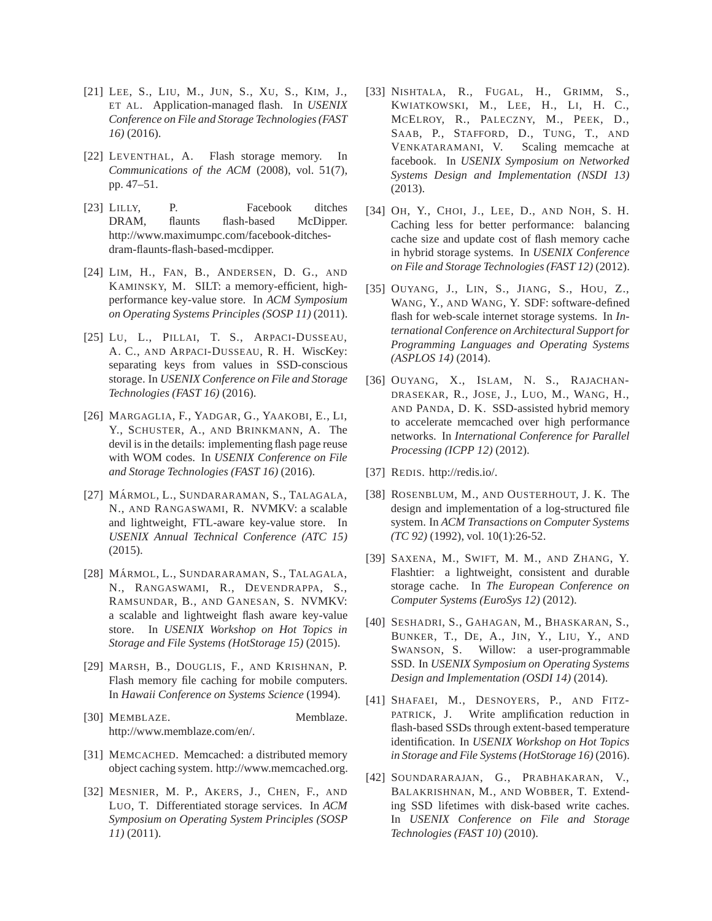[21] Lee, S., Liu, M., Jun, S., Xu, S., Kim, J., et al. Application-managed flash. In *USENIX Conference on File and Storage Technologies (FAST 16)* (2016).

[22] Leventhal, A. Flash storage memory. In *Communications of the ACM* (2008), vol. 51(7), pp. 47–51.

[23] Lilly, P. Facebook ditches DRAM, flaunts flash-based McDipper. http://www.maximumpc.com/facebook-ditches-dram-flaunts-flash-based-mcdipper.

[24] Lim, H., Fan, B., Andersen, D. G., and Kaminsky, M. SILT: a memory-efficient, high-performance key-value store. In *ACM Symposium on Operating Systems Principles (SOSP 11)* (2011).

[25] Lu, L., Pillai, T. S., Arpaci-Dusseau, A. C., and Arpaci-Dusseau, R. H. WiscKey: separating keys from values in SSD-conscious storage. In *USENIX Conference on File and Storage Technologies (FAST 16)* (2016).

[26] Margaglia, F., Yadgar, G., Yaakobi, E., Li, Y., Schuster, A., and Brinkmann, A. The devil is in the details: implementing flash page reuse with WOM codes. In *USENIX Conference on File and Storage Technologies (FAST 16)* (2016).

[27] Mármol, L., Sundararaman, S., Talagala, N., and Rangaswami, R. NVMKV: a scalable and lightweight, FTL-aware key-value store. In *USENIX Annual Technical Conference (ATC 15)* (2015).

[28] Mármol, L., Sundararaman, S., Talagala, N., Rangaswami, R., Devendrappa, S., Ramsundar, B., and Ganesan, S. NVMKV: a scalable and lightweight flash aware key-value store. In *USENIX Workshop on Hot Topics in Storage and File Systems (HotStorage 15)* (2015).

[29] Marsh, B., Douglis, F., and Krishnan, P. Flash memory file caching for mobile computers. In *Hawaii Conference on Systems Science* (1994).

[30] Memblaze. Memblaze. http://www.memblaze.com/en/.

[31] Memcached. Memcached: a distributed memory object caching system. http://www.memcached.org.

[32] Mesnier, M. P., Akers, J., Chen, F., and Luo, T. Differentiated storage services. In *ACM Symposium on Operating System Principles (SOSP 11)* (2011).

[33] Nishtala, R., Fugal, H., Grimm, S., Kwiatkowski, M., Lee, H., Li, H. C., McElroy, R., Paleczny, M., Peek, D., Saab, P., Stafford, D., Tung, T., and Venkataramani, V. Scaling memcache at facebook. In *USENIX Symposium on Networked Systems Design and Implementation (NSDI 13)* (2013).

[34] Oh, Y., Choi, J., Lee, D., and Noh, S. H. Caching less for better performance: balancing cache size and update cost of flash memory cache in hybrid storage systems. In *USENIX Conference on File and Storage Technologies (FAST 12)* (2012).

[35] Ouyang, J., Lin, S., Jiang, S., Hou, Z., Wang, Y., and Wang, Y. SDF: software-defined flash for web-scale internet storage systems. In *International Conference on Architectural Support for Programming Languages and Operating Systems (ASPLOS 14)* (2014).

[36] Ouyang, X., Islam, N. S., Rajachandrasekar, R., Jose, J., Luo, M., Wang, H., and Panda, D. K. SSD-assisted hybrid memory to accelerate memcached over high performance networks. In *International Conference for Parallel Processing (ICPP 12)* (2012).

[37] Redis. http://redis.io/.

[38] Rosenblum, M., and Ousterhout, J. K. The design and implementation of a log-structured file system. In *ACM Transactions on Computer Systems (TC 92)* (1992), vol. 10(1):26-52.

[39] Saxena, M., Swift, M. M., and Zhang, Y. Flashtier: a lightweight, consistent and durable storage cache. In *The European Conference on Computer Systems (EuroSys 12)* (2012).

[40] Seshadri, S., Gahagan, M., Bhaskaran, S., Bunker, T., De, A., Jin, Y., Liu, Y., and Swanson, S. Willow: a user-programmable SSD. In *USENIX Symposium on Operating Systems Design and Implementation (OSDI 14)* (2014).

[41] Shafaei, M., Desnoyers, P., and Fitzpatrick, J. Write amplification reduction in flash-based SSDs through extent-based temperature identification. In *USENIX Workshop on Hot Topics in Storage and File Systems (HotStorage 16)* (2016).

[42] Soundararajan, G., Prabhakaran, V., Balakrishnan, M., and Wobber, T. Extending SSD lifetimes with disk-based write caches. In *USENIX Conference on File and Storage Technologies (FAST 10)* (2010).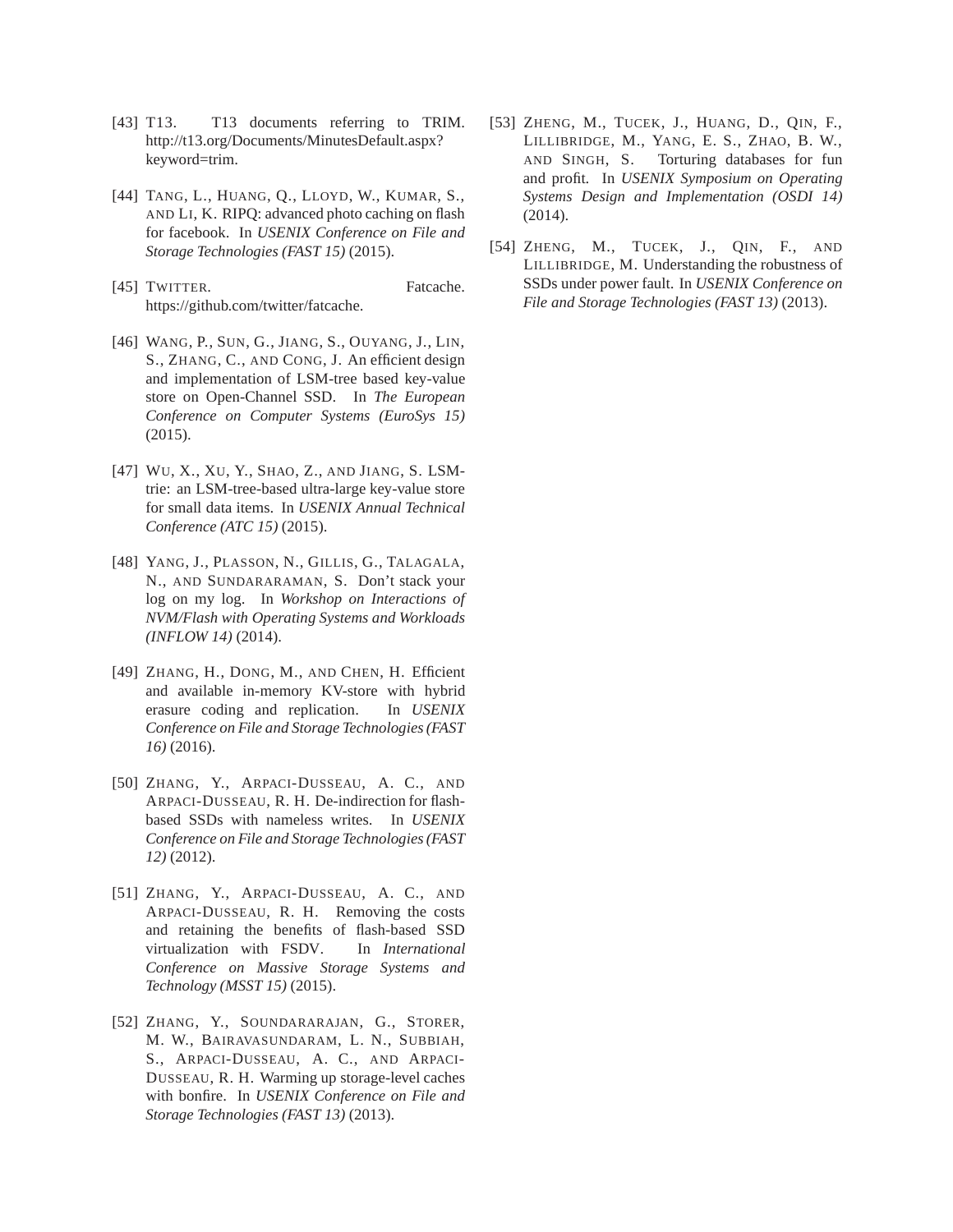[43] T13. T13 documents referring to TRIM. http://t13.org/Documents/MinutesDefault.aspx?keyword=trim.

[44] TANG, L., HUANG, Q., LLOYD, W., KUMAR, S., AND LI, K. RIPQ: advanced photo caching on flash for facebook. In *USENIX Conference on File and Storage Technologies (FAST 15)* (2015).

[45] TWITTER. Fatcache. https://github.com/twitter/fatcache.

[46] WANG, P., SUN, G., JIANG, S., OUYANG, J., LIN, S., ZHANG, C., AND CONG, J. An efficient design and implementation of LSM-tree based key-value store on Open-Channel SSD. In *The European Conference on Computer Systems (EuroSys 15)* (2015).

[47] WU, X., XU, Y., SHAO, Z., AND JIANG, S. LSM-trie: an LSM-tree-based ultra-large key-value store for small data items. In *USENIX Annual Technical Conference (ATC 15)* (2015).

[48] YANG, J., PLASSON, N., GILLIS, G., TALAGALA, N., AND SUNDARARAMAN, S. Don't stack your log on my log. In *Workshop on Interactions of NVM/Flash with Operating Systems and Workloads (INFLOW 14)* (2014).

[49] ZHANG, H., DONG, M., AND CHEN, H. Efficient and available in-memory KV-store with hybrid erasure coding and replication. In *USENIX Conference on File and Storage Technologies (FAST 16)* (2016).

[50] ZHANG, Y., ARPACI-DUSSEAU, A. C., AND ARPACI-DUSSEAU, R. H. De-indirection for flash-based SSDs with nameless writes. In *USENIX Conference on File and Storage Technologies (FAST 12)* (2012).

[51] ZHANG, Y., ARPACI-DUSSEAU, A. C., AND ARPACI-DUSSEAU, R. H. Removing the costs and retaining the benefits of flash-based SSD virtualization with FSDV. In *International Conference on Massive Storage Systems and Technology (MSST 15)* (2015).

[52] ZHANG, Y., SOUNDARARAJAN, G., STORER, M. W., BAIRAVASUNDARAM, L. N., SUBBIAH, S., ARPACI-DUSSEAU, A. C., AND ARPACI-DUSSEAU, R. H. Warming up storage-level caches with bonfire. In *USENIX Conference on File and Storage Technologies (FAST 13)* (2013).

[53] ZHENG, M., TUCEK, J., HUANG, D., QIN, F., LILLIBRIDGE, M., YANG, E. S., ZHAO, B. W., AND SINGH, S. Torturing databases for fun and profit. In *USENIX Symposium on Operating Systems Design and Implementation (OSDI 14)* (2014).

[54] ZHENG, M., TUCEK, J., QIN, F., AND LILLIBRIDGE, M. Understanding the robustness of SSDs under power fault. In *USENIX Conference on File and Storage Technologies (FAST 13)* (2013).